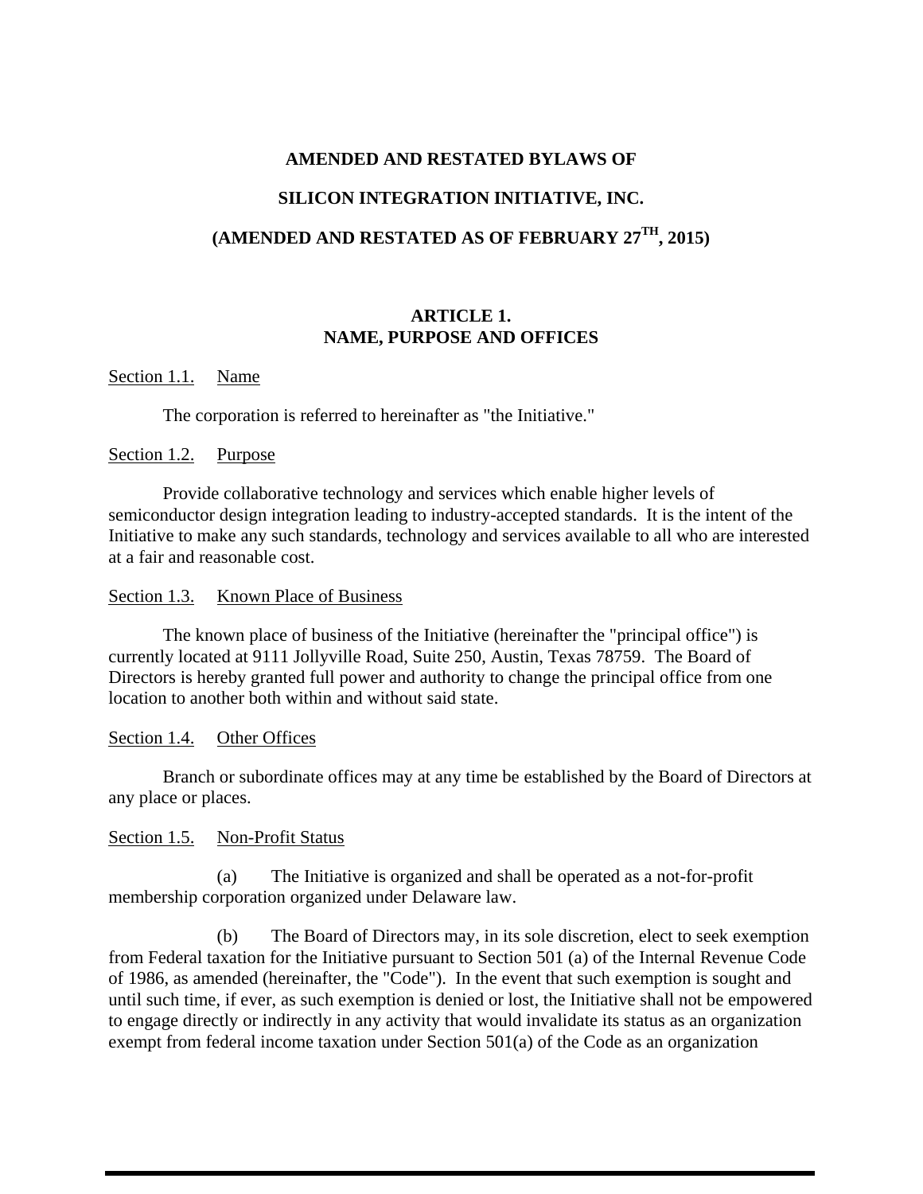# AMENDED AND RESTATED BYLAWS OF

# SILICON INTEGRATION INITIATIVE, INC.

# (AMENDED AND RESTATED AS OF FEBRUARY 27TH, 2015)

## ARTICLE 1.
## NAME, PURPOSE AND OFFICES

Section 1.1. Name

The corporation is referred to hereinafter as "the Initiative."

Section 1.2. Purpose

Provide collaborative technology and services which enable higher levels of semiconductor design integration leading to industry-accepted standards. It is the intent of the Initiative to make any such standards, technology and services available to all who are interested at a fair and reasonable cost.

Section 1.3. Known Place of Business

The known place of business of the Initiative (hereinafter the "principal office") is currently located at 9111 Jollyville Road, Suite 250, Austin, Texas 78759. The Board of Directors is hereby granted full power and authority to change the principal office from one location to another both within and without said state.

Section 1.4. Other Offices

Branch or subordinate offices may at any time be established by the Board of Directors at any place or places.

Section 1.5. Non-Profit Status

(a) The Initiative is organized and shall be operated as a not-for-profit membership corporation organized under Delaware law.

(b) The Board of Directors may, in its sole discretion, elect to seek exemption from Federal taxation for the Initiative pursuant to Section 501 (a) of the Internal Revenue Code of 1986, as amended (hereinafter, the "Code"). In the event that such exemption is sought and until such time, if ever, as such exemption is denied or lost, the Initiative shall not be empowered to engage directly or indirectly in any activity that would invalidate its status as an organization exempt from federal income taxation under Section 501(a) of the Code as an organization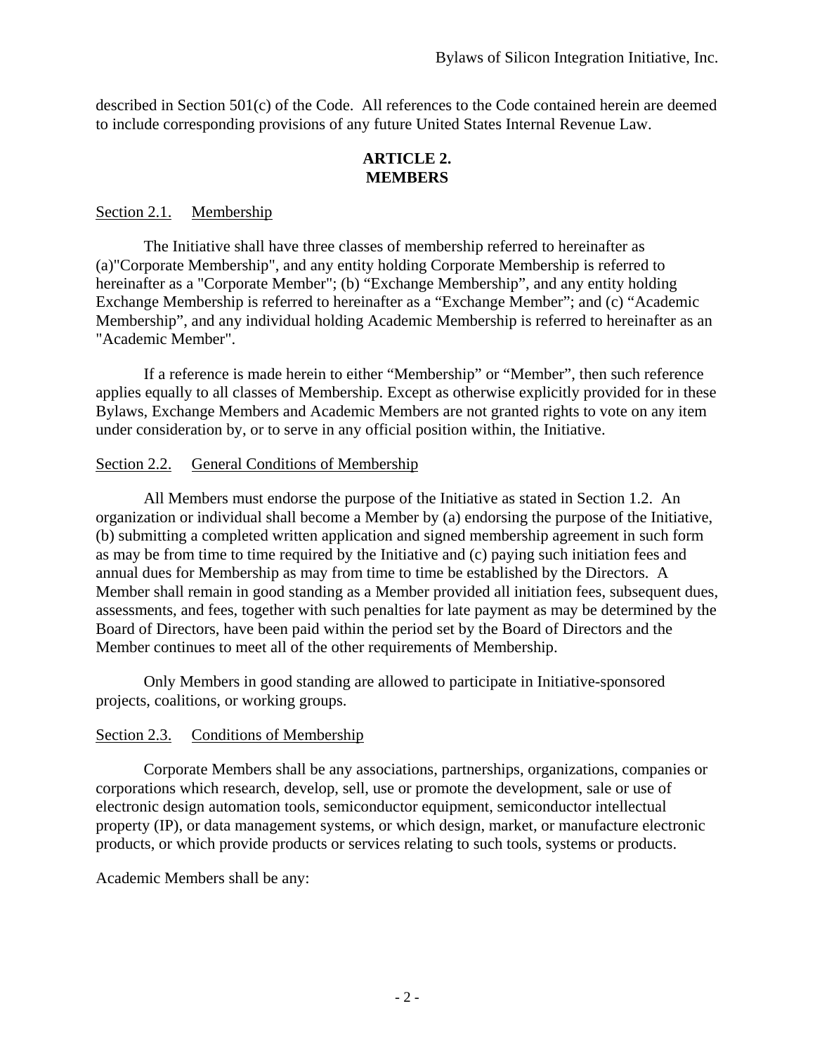described in Section 501(c) of the Code. All references to the Code contained herein are deemed to include corresponding provisions of any future United States Internal Revenue Law.

## ARTICLE 2.
## MEMBERS

Section 2.1. Membership

The Initiative shall have three classes of membership referred to hereinafter as (a)"Corporate Membership", and any entity holding Corporate Membership is referred to hereinafter as a "Corporate Member"; (b) "Exchange Membership", and any entity holding Exchange Membership is referred to hereinafter as a "Exchange Member"; and (c) "Academic Membership", and any individual holding Academic Membership is referred to hereinafter as an "Academic Member".

If a reference is made herein to either "Membership" or "Member", then such reference applies equally to all classes of Membership. Except as otherwise explicitly provided for in these Bylaws, Exchange Members and Academic Members are not granted rights to vote on any item under consideration by, or to serve in any official position within, the Initiative.

Section 2.2. General Conditions of Membership

All Members must endorse the purpose of the Initiative as stated in Section 1.2. An organization or individual shall become a Member by (a) endorsing the purpose of the Initiative, (b) submitting a completed written application and signed membership agreement in such form as may be from time to time required by the Initiative and (c) paying such initiation fees and annual dues for Membership as may from time to time be established by the Directors. A Member shall remain in good standing as a Member provided all initiation fees, subsequent dues, assessments, and fees, together with such penalties for late payment as may be determined by the Board of Directors, have been paid within the period set by the Board of Directors and the Member continues to meet all of the other requirements of Membership.

Only Members in good standing are allowed to participate in Initiative-sponsored projects, coalitions, or working groups.

Section 2.3. Conditions of Membership

Corporate Members shall be any associations, partnerships, organizations, companies or corporations which research, develop, sell, use or promote the development, sale or use of electronic design automation tools, semiconductor equipment, semiconductor intellectual property (IP), or data management systems, or which design, market, or manufacture electronic products, or which provide products or services relating to such tools, systems or products.

Academic Members shall be any: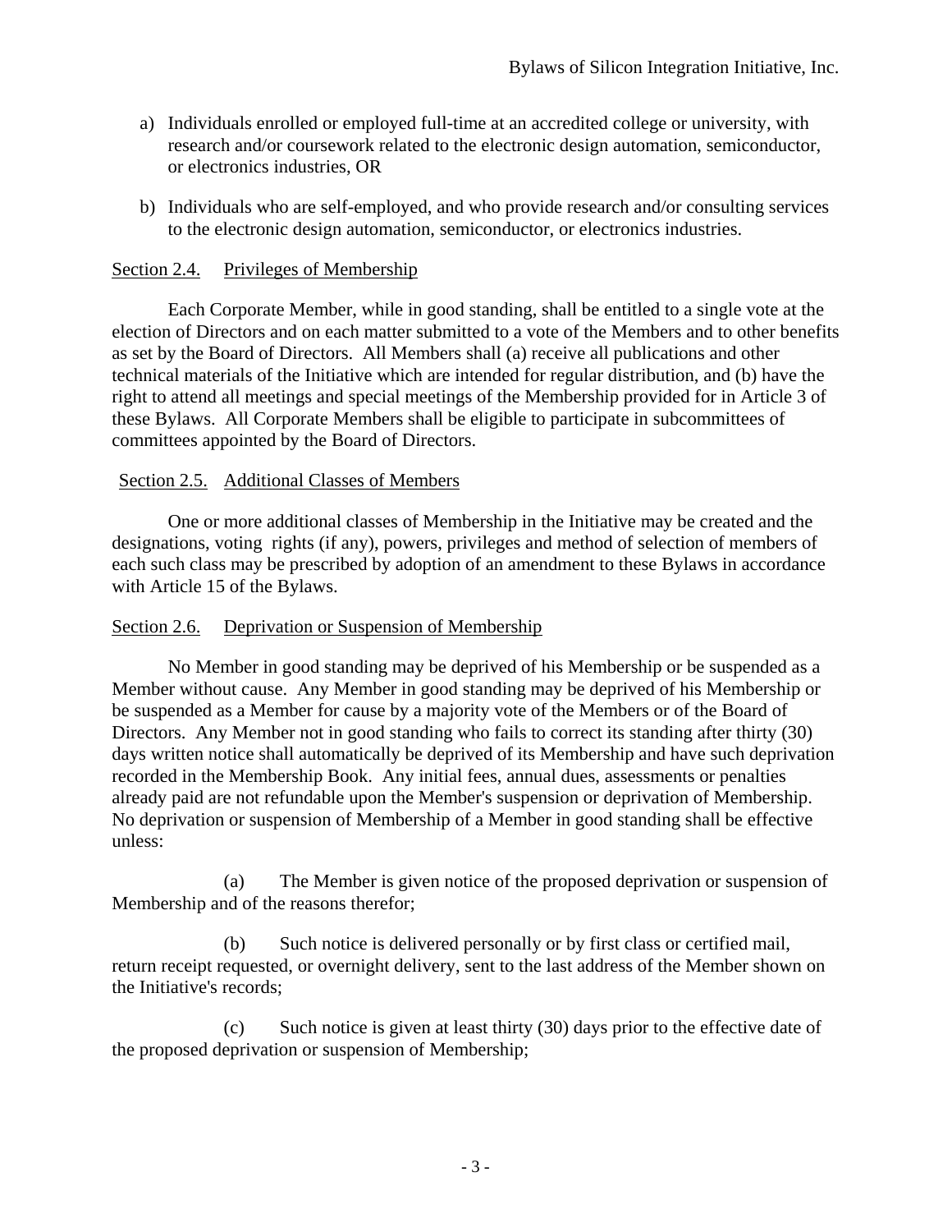a) Individuals enrolled or employed full-time at an accredited college or university, with research and/or coursework related to the electronic design automation, semiconductor, or electronics industries, OR

b) Individuals who are self-employed, and who provide research and/or consulting services to the electronic design automation, semiconductor, or electronics industries.

Section 2.4. Privileges of Membership

Each Corporate Member, while in good standing, shall be entitled to a single vote at the election of Directors and on each matter submitted to a vote of the Members and to other benefits as set by the Board of Directors. All Members shall (a) receive all publications and other technical materials of the Initiative which are intended for regular distribution, and (b) have the right to attend all meetings and special meetings of the Membership provided for in Article 3 of these Bylaws. All Corporate Members shall be eligible to participate in subcommittees of committees appointed by the Board of Directors.

Section 2.5. Additional Classes of Members

One or more additional classes of Membership in the Initiative may be created and the designations, voting rights (if any), powers, privileges and method of selection of members of each such class may be prescribed by adoption of an amendment to these Bylaws in accordance with Article 15 of the Bylaws.

Section 2.6. Deprivation or Suspension of Membership

No Member in good standing may be deprived of his Membership or be suspended as a Member without cause. Any Member in good standing may be deprived of his Membership or be suspended as a Member for cause by a majority vote of the Members or of the Board of Directors. Any Member not in good standing who fails to correct its standing after thirty (30) days written notice shall automatically be deprived of its Membership and have such deprivation recorded in the Membership Book. Any initial fees, annual dues, assessments or penalties already paid are not refundable upon the Member's suspension or deprivation of Membership. No deprivation or suspension of Membership of a Member in good standing shall be effective unless:

(a) The Member is given notice of the proposed deprivation or suspension of Membership and of the reasons therefor;

(b) Such notice is delivered personally or by first class or certified mail, return receipt requested, or overnight delivery, sent to the last address of the Member shown on the Initiative's records;

(c) Such notice is given at least thirty (30) days prior to the effective date of the proposed deprivation or suspension of Membership;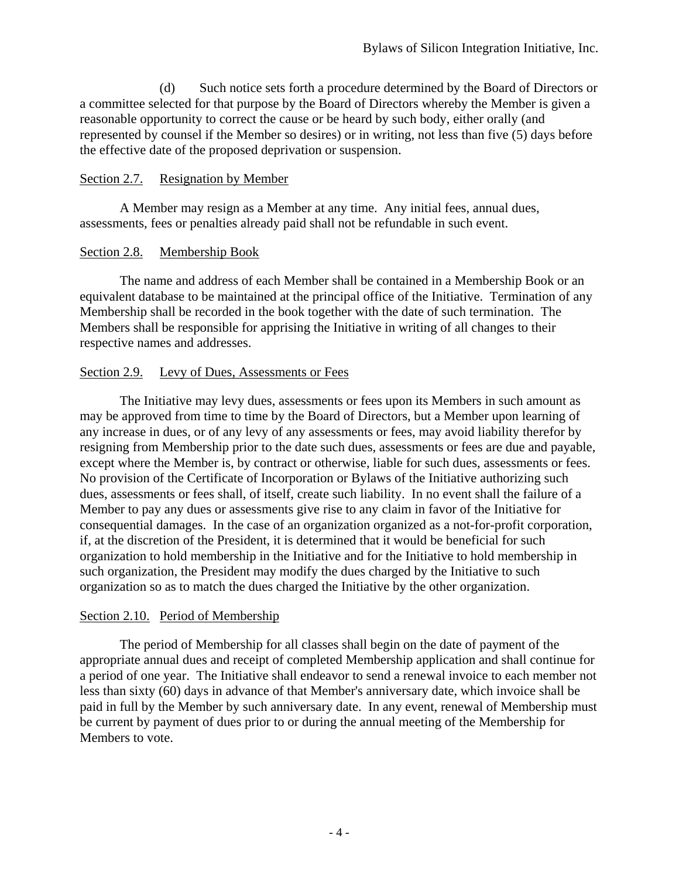(d) Such notice sets forth a procedure determined by the Board of Directors or a committee selected for that purpose by the Board of Directors whereby the Member is given a reasonable opportunity to correct the cause or be heard by such body, either orally (and represented by counsel if the Member so desires) or in writing, not less than five (5) days before the effective date of the proposed deprivation or suspension.

### Section 2.7. Resignation by Member

A Member may resign as a Member at any time. Any initial fees, annual dues, assessments, fees or penalties already paid shall not be refundable in such event.

### Section 2.8. Membership Book

The name and address of each Member shall be contained in a Membership Book or an equivalent database to be maintained at the principal office of the Initiative. Termination of any Membership shall be recorded in the book together with the date of such termination. The Members shall be responsible for apprising the Initiative in writing of all changes to their respective names and addresses.

### Section 2.9. Levy of Dues, Assessments or Fees

The Initiative may levy dues, assessments or fees upon its Members in such amount as may be approved from time to time by the Board of Directors, but a Member upon learning of any increase in dues, or of any levy of any assessments or fees, may avoid liability therefor by resigning from Membership prior to the date such dues, assessments or fees are due and payable, except where the Member is, by contract or otherwise, liable for such dues, assessments or fees. No provision of the Certificate of Incorporation or Bylaws of the Initiative authorizing such dues, assessments or fees shall, of itself, create such liability. In no event shall the failure of a Member to pay any dues or assessments give rise to any claim in favor of the Initiative for consequential damages. In the case of an organization organized as a not-for-profit corporation, if, at the discretion of the President, it is determined that it would be beneficial for such organization to hold membership in the Initiative and for the Initiative to hold membership in such organization, the President may modify the dues charged by the Initiative to such organization so as to match the dues charged the Initiative by the other organization.

### Section 2.10. Period of Membership

The period of Membership for all classes shall begin on the date of payment of the appropriate annual dues and receipt of completed Membership application and shall continue for a period of one year. The Initiative shall endeavor to send a renewal invoice to each member not less than sixty (60) days in advance of that Member's anniversary date, which invoice shall be paid in full by the Member by such anniversary date. In any event, renewal of Membership must be current by payment of dues prior to or during the annual meeting of the Membership for Members to vote.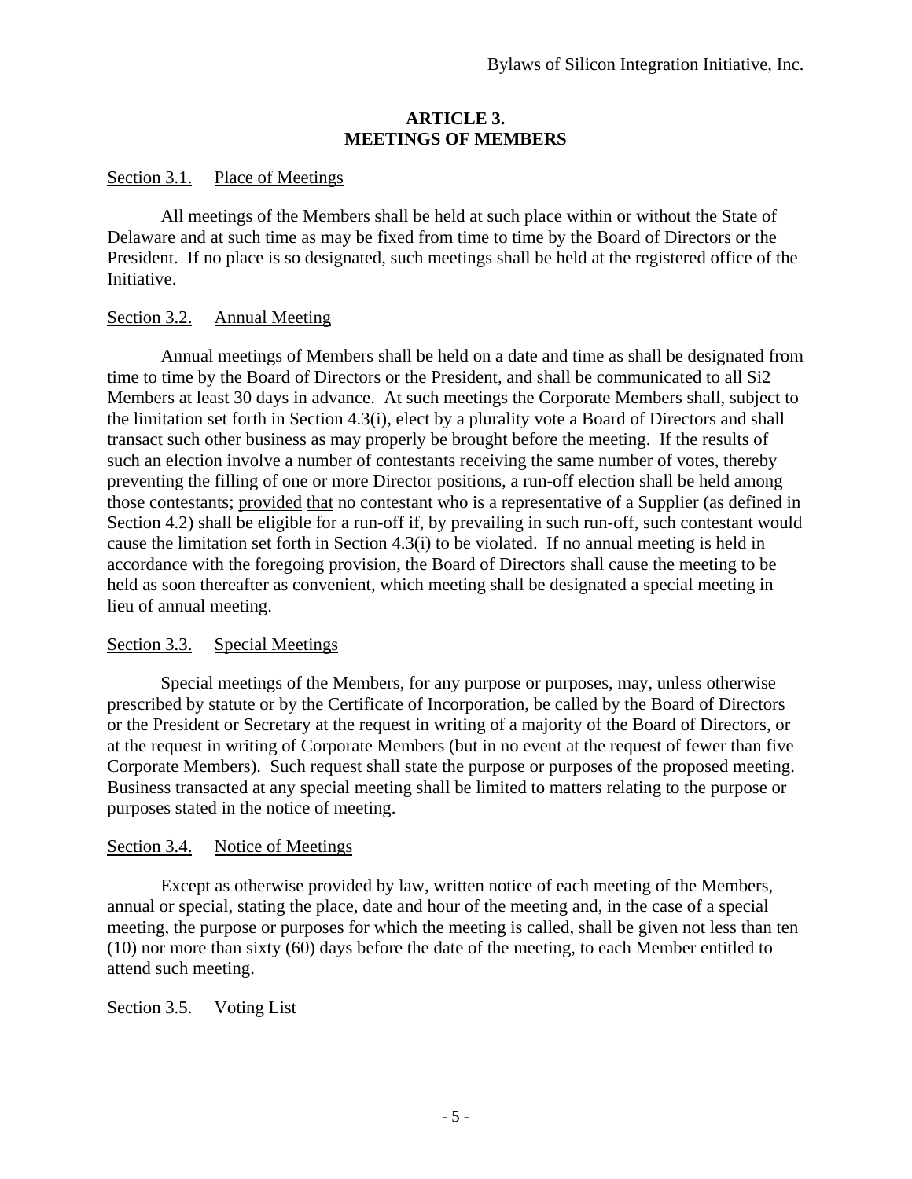## ARTICLE 3.
## MEETINGS OF MEMBERS

Section 3.1. Place of Meetings

All meetings of the Members shall be held at such place within or without the State of Delaware and at such time as may be fixed from time to time by the Board of Directors or the President. If no place is so designated, such meetings shall be held at the registered office of the Initiative.

Section 3.2. Annual Meeting

Annual meetings of Members shall be held on a date and time as shall be designated from time to time by the Board of Directors or the President, and shall be communicated to all Si2 Members at least 30 days in advance. At such meetings the Corporate Members shall, subject to the limitation set forth in Section 4.3(i), elect by a plurality vote a Board of Directors and shall transact such other business as may properly be brought before the meeting. If the results of such an election involve a number of contestants receiving the same number of votes, thereby preventing the filling of one or more Director positions, a run-off election shall be held among those contestants; provided that no contestant who is a representative of a Supplier (as defined in Section 4.2) shall be eligible for a run-off if, by prevailing in such run-off, such contestant would cause the limitation set forth in Section 4.3(i) to be violated. If no annual meeting is held in accordance with the foregoing provision, the Board of Directors shall cause the meeting to be held as soon thereafter as convenient, which meeting shall be designated a special meeting in lieu of annual meeting.

Section 3.3. Special Meetings

Special meetings of the Members, for any purpose or purposes, may, unless otherwise prescribed by statute or by the Certificate of Incorporation, be called by the Board of Directors or the President or Secretary at the request in writing of a majority of the Board of Directors, or at the request in writing of Corporate Members (but in no event at the request of fewer than five Corporate Members). Such request shall state the purpose or purposes of the proposed meeting. Business transacted at any special meeting shall be limited to matters relating to the purpose or purposes stated in the notice of meeting.

Section 3.4. Notice of Meetings

Except as otherwise provided by law, written notice of each meeting of the Members, annual or special, stating the place, date and hour of the meeting and, in the case of a special meeting, the purpose or purposes for which the meeting is called, shall be given not less than ten (10) nor more than sixty (60) days before the date of the meeting, to each Member entitled to attend such meeting.

Section 3.5. Voting List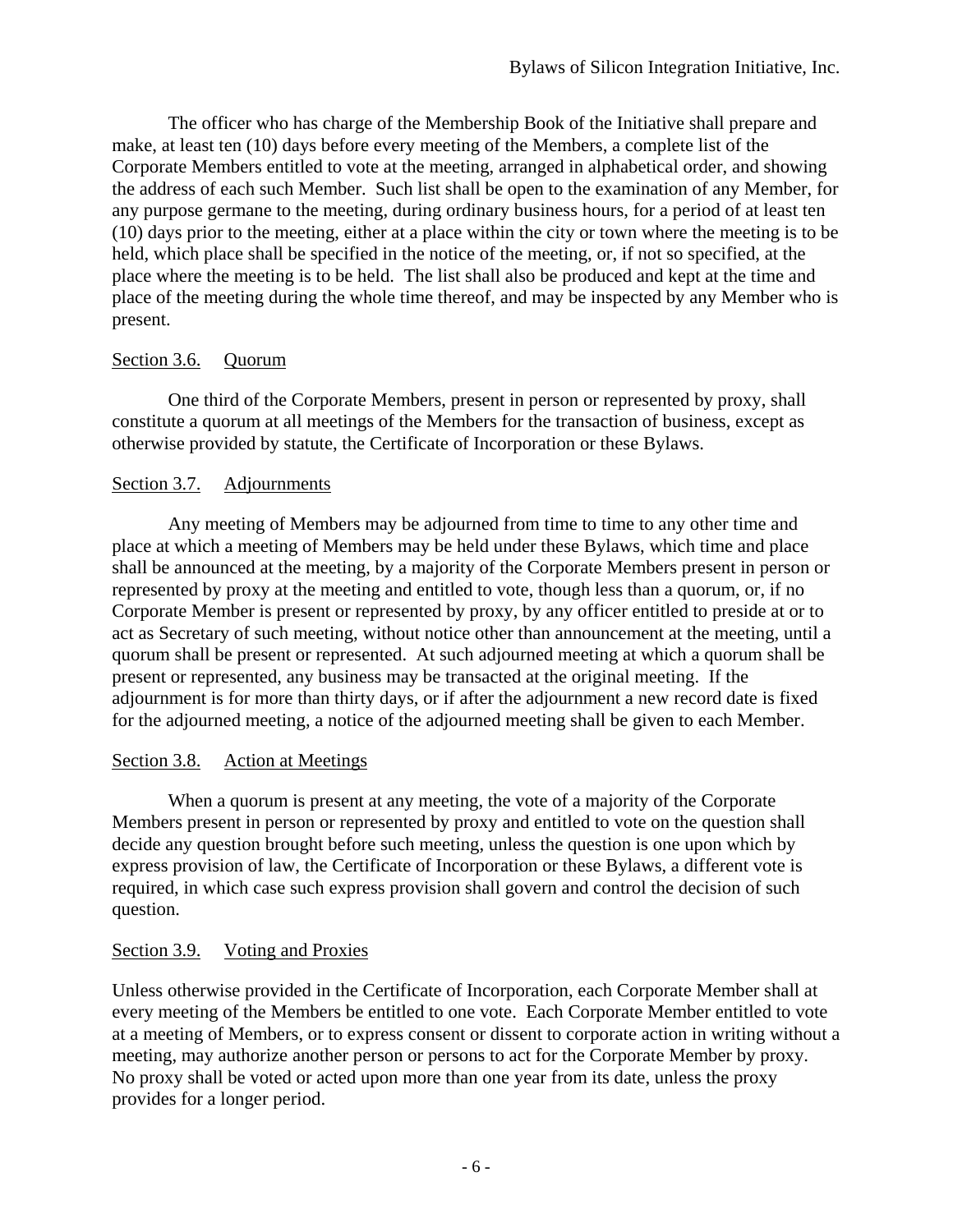The officer who has charge of the Membership Book of the Initiative shall prepare and make, at least ten (10) days before every meeting of the Members, a complete list of the Corporate Members entitled to vote at the meeting, arranged in alphabetical order, and showing the address of each such Member. Such list shall be open to the examination of any Member, for any purpose germane to the meeting, during ordinary business hours, for a period of at least ten (10) days prior to the meeting, either at a place within the city or town where the meeting is to be held, which place shall be specified in the notice of the meeting, or, if not so specified, at the place where the meeting is to be held. The list shall also be produced and kept at the time and place of the meeting during the whole time thereof, and may be inspected by any Member who is present.

### Section 3.6. Quorum

One third of the Corporate Members, present in person or represented by proxy, shall constitute a quorum at all meetings of the Members for the transaction of business, except as otherwise provided by statute, the Certificate of Incorporation or these Bylaws.

### Section 3.7. Adjournments

Any meeting of Members may be adjourned from time to time to any other time and place at which a meeting of Members may be held under these Bylaws, which time and place shall be announced at the meeting, by a majority of the Corporate Members present in person or represented by proxy at the meeting and entitled to vote, though less than a quorum, or, if no Corporate Member is present or represented by proxy, by any officer entitled to preside at or to act as Secretary of such meeting, without notice other than announcement at the meeting, until a quorum shall be present or represented. At such adjourned meeting at which a quorum shall be present or represented, any business may be transacted at the original meeting. If the adjournment is for more than thirty days, or if after the adjournment a new record date is fixed for the adjourned meeting, a notice of the adjourned meeting shall be given to each Member.

### Section 3.8. Action at Meetings

When a quorum is present at any meeting, the vote of a majority of the Corporate Members present in person or represented by proxy and entitled to vote on the question shall decide any question brought before such meeting, unless the question is one upon which by express provision of law, the Certificate of Incorporation or these Bylaws, a different vote is required, in which case such express provision shall govern and control the decision of such question.

### Section 3.9. Voting and Proxies

Unless otherwise provided in the Certificate of Incorporation, each Corporate Member shall at every meeting of the Members be entitled to one vote. Each Corporate Member entitled to vote at a meeting of Members, or to express consent or dissent to corporate action in writing without a meeting, may authorize another person or persons to act for the Corporate Member by proxy. No proxy shall be voted or acted upon more than one year from its date, unless the proxy provides for a longer period.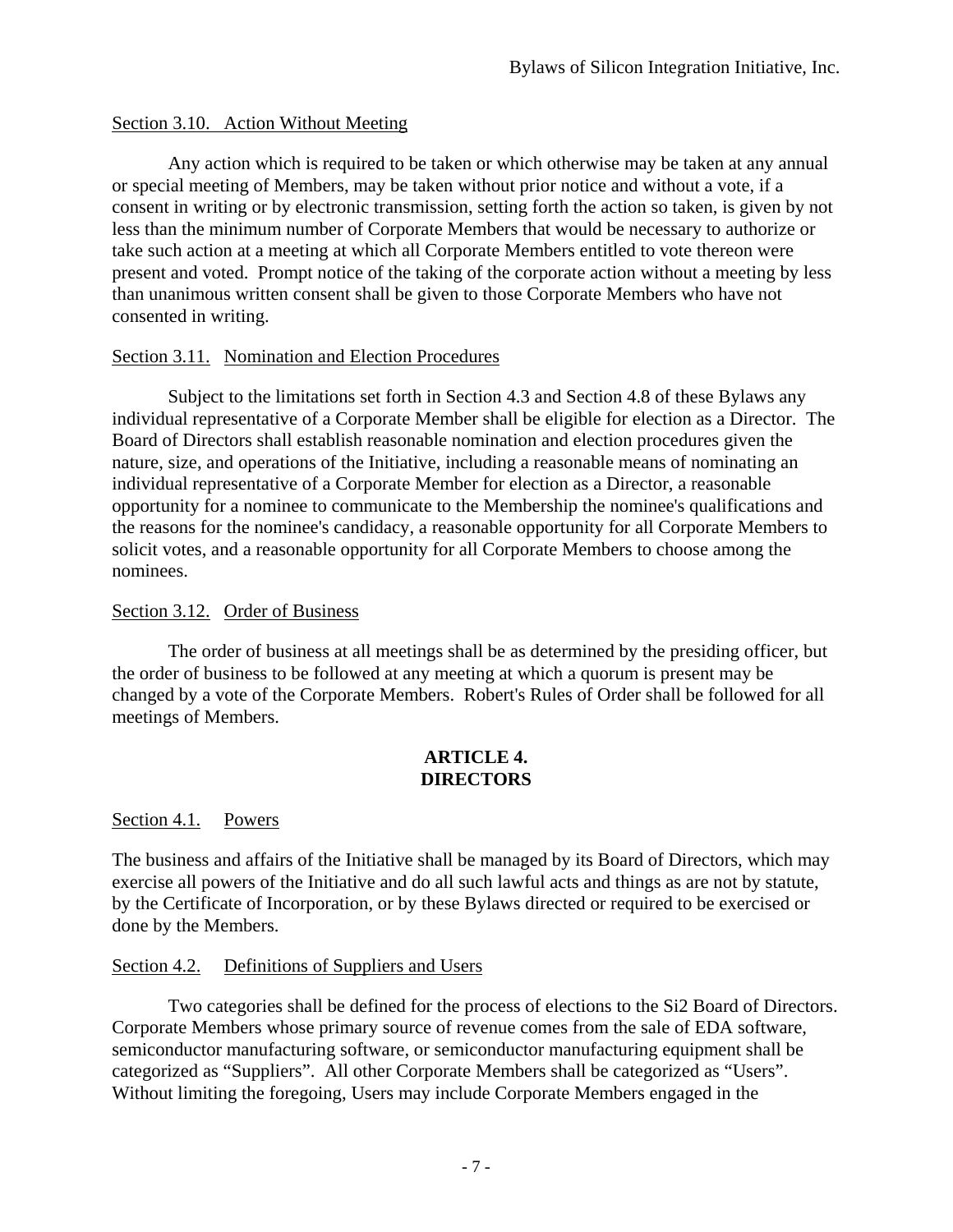Section 3.10. Action Without Meeting

Any action which is required to be taken or which otherwise may be taken at any annual or special meeting of Members, may be taken without prior notice and without a vote, if a consent in writing or by electronic transmission, setting forth the action so taken, is given by not less than the minimum number of Corporate Members that would be necessary to authorize or take such action at a meeting at which all Corporate Members entitled to vote thereon were present and voted. Prompt notice of the taking of the corporate action without a meeting by less than unanimous written consent shall be given to those Corporate Members who have not consented in writing.

Section 3.11. Nomination and Election Procedures

Subject to the limitations set forth in Section 4.3 and Section 4.8 of these Bylaws any individual representative of a Corporate Member shall be eligible for election as a Director. The Board of Directors shall establish reasonable nomination and election procedures given the nature, size, and operations of the Initiative, including a reasonable means of nominating an individual representative of a Corporate Member for election as a Director, a reasonable opportunity for a nominee to communicate to the Membership the nominee's qualifications and the reasons for the nominee's candidacy, a reasonable opportunity for all Corporate Members to solicit votes, and a reasonable opportunity for all Corporate Members to choose among the nominees.

Section 3.12. Order of Business

The order of business at all meetings shall be as determined by the presiding officer, but the order of business to be followed at any meeting at which a quorum is present may be changed by a vote of the Corporate Members. Robert's Rules of Order shall be followed for all meetings of Members.

## ARTICLE 4.
## DIRECTORS

Section 4.1. Powers

The business and affairs of the Initiative shall be managed by its Board of Directors, which may exercise all powers of the Initiative and do all such lawful acts and things as are not by statute, by the Certificate of Incorporation, or by these Bylaws directed or required to be exercised or done by the Members.

Section 4.2. Definitions of Suppliers and Users

Two categories shall be defined for the process of elections to the Si2 Board of Directors. Corporate Members whose primary source of revenue comes from the sale of EDA software, semiconductor manufacturing software, or semiconductor manufacturing equipment shall be categorized as "Suppliers". All other Corporate Members shall be categorized as "Users". Without limiting the foregoing, Users may include Corporate Members engaged in the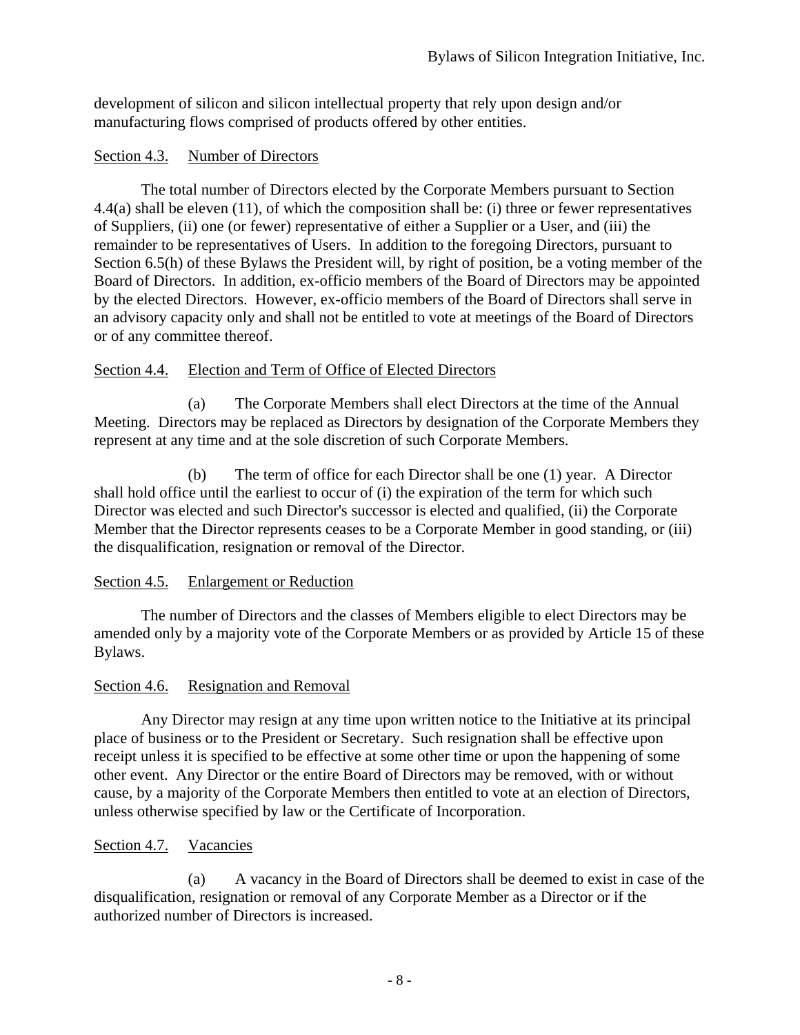development of silicon and silicon intellectual property that rely upon design and/or manufacturing flows comprised of products offered by other entities.

Section 4.3. Number of Directors

The total number of Directors elected by the Corporate Members pursuant to Section 4.4(a) shall be eleven (11), of which the composition shall be: (i) three or fewer representatives of Suppliers, (ii) one (or fewer) representative of either a Supplier or a User, and (iii) the remainder to be representatives of Users. In addition to the foregoing Directors, pursuant to Section 6.5(h) of these Bylaws the President will, by right of position, be a voting member of the Board of Directors. In addition, ex-officio members of the Board of Directors may be appointed by the elected Directors. However, ex-officio members of the Board of Directors shall serve in an advisory capacity only and shall not be entitled to vote at meetings of the Board of Directors or of any committee thereof.

Section 4.4. Election and Term of Office of Elected Directors

(a) The Corporate Members shall elect Directors at the time of the Annual Meeting. Directors may be replaced as Directors by designation of the Corporate Members they represent at any time and at the sole discretion of such Corporate Members.

(b) The term of office for each Director shall be one (1) year. A Director shall hold office until the earliest to occur of (i) the expiration of the term for which such Director was elected and such Director's successor is elected and qualified, (ii) the Corporate Member that the Director represents ceases to be a Corporate Member in good standing, or (iii) the disqualification, resignation or removal of the Director.

Section 4.5. Enlargement or Reduction

The number of Directors and the classes of Members eligible to elect Directors may be amended only by a majority vote of the Corporate Members or as provided by Article 15 of these Bylaws.

Section 4.6. Resignation and Removal

Any Director may resign at any time upon written notice to the Initiative at its principal place of business or to the President or Secretary. Such resignation shall be effective upon receipt unless it is specified to be effective at some other time or upon the happening of some other event. Any Director or the entire Board of Directors may be removed, with or without cause, by a majority of the Corporate Members then entitled to vote at an election of Directors, unless otherwise specified by law or the Certificate of Incorporation.

Section 4.7. Vacancies

(a) A vacancy in the Board of Directors shall be deemed to exist in case of the disqualification, resignation or removal of any Corporate Member as a Director or if the authorized number of Directors is increased.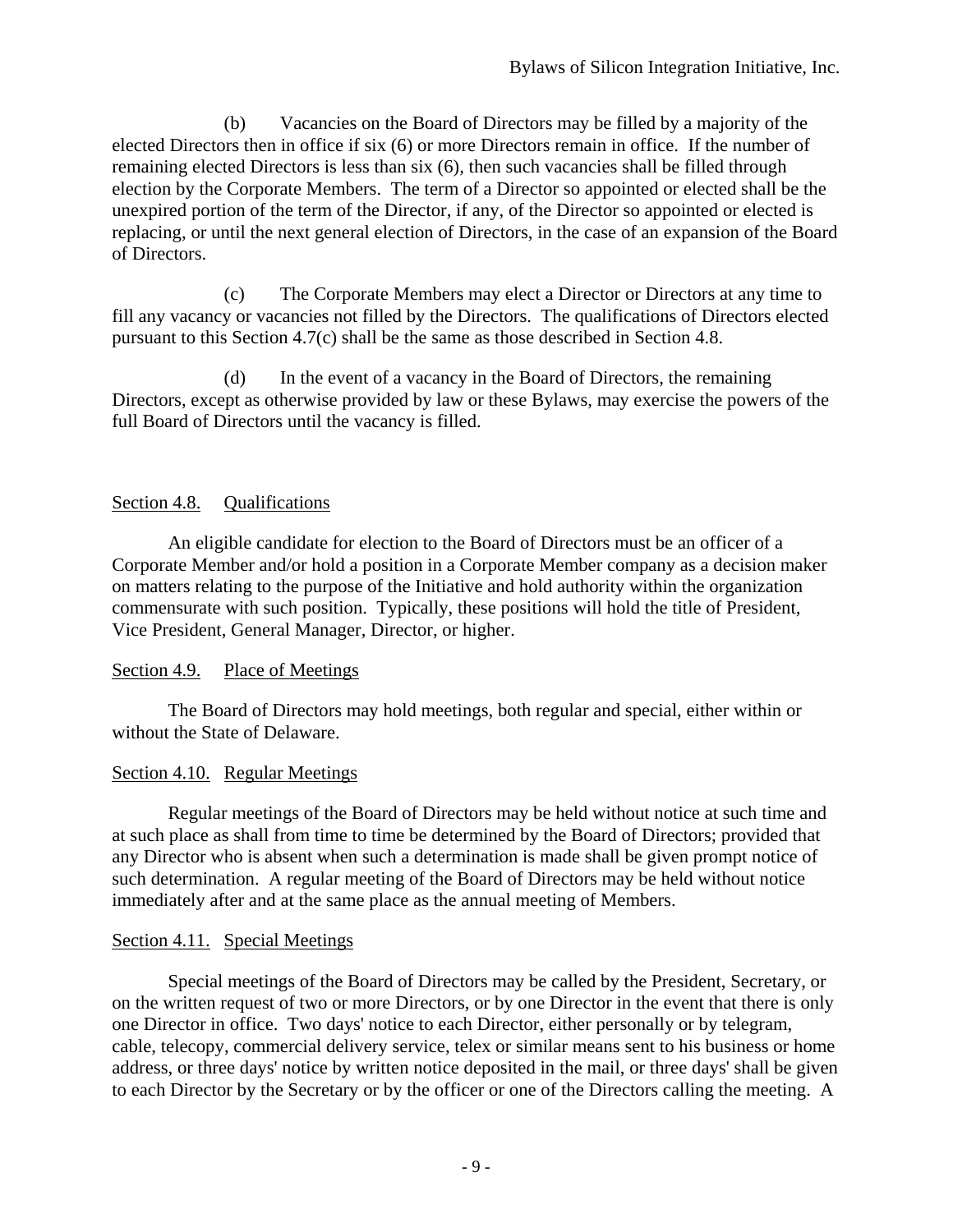(b) Vacancies on the Board of Directors may be filled by a majority of the elected Directors then in office if six (6) or more Directors remain in office. If the number of remaining elected Directors is less than six (6), then such vacancies shall be filled through election by the Corporate Members. The term of a Director so appointed or elected shall be the unexpired portion of the term of the Director, if any, of the Director so appointed or elected is replacing, or until the next general election of Directors, in the case of an expansion of the Board of Directors.

(c) The Corporate Members may elect a Director or Directors at any time to fill any vacancy or vacancies not filled by the Directors. The qualifications of Directors elected pursuant to this Section 4.7(c) shall be the same as those described in Section 4.8.

(d) In the event of a vacancy in the Board of Directors, the remaining Directors, except as otherwise provided by law or these Bylaws, may exercise the powers of the full Board of Directors until the vacancy is filled.

### Section 4.8. Qualifications

An eligible candidate for election to the Board of Directors must be an officer of a Corporate Member and/or hold a position in a Corporate Member company as a decision maker on matters relating to the purpose of the Initiative and hold authority within the organization commensurate with such position. Typically, these positions will hold the title of President, Vice President, General Manager, Director, or higher.

### Section 4.9. Place of Meetings

The Board of Directors may hold meetings, both regular and special, either within or without the State of Delaware.

### Section 4.10. Regular Meetings

Regular meetings of the Board of Directors may be held without notice at such time and at such place as shall from time to time be determined by the Board of Directors; provided that any Director who is absent when such a determination is made shall be given prompt notice of such determination. A regular meeting of the Board of Directors may be held without notice immediately after and at the same place as the annual meeting of Members.

### Section 4.11. Special Meetings

Special meetings of the Board of Directors may be called by the President, Secretary, or on the written request of two or more Directors, or by one Director in the event that there is only one Director in office. Two days' notice to each Director, either personally or by telegram, cable, telecopy, commercial delivery service, telex or similar means sent to his business or home address, or three days' notice by written notice deposited in the mail, or three days' shall be given to each Director by the Secretary or by the officer or one of the Directors calling the meeting. A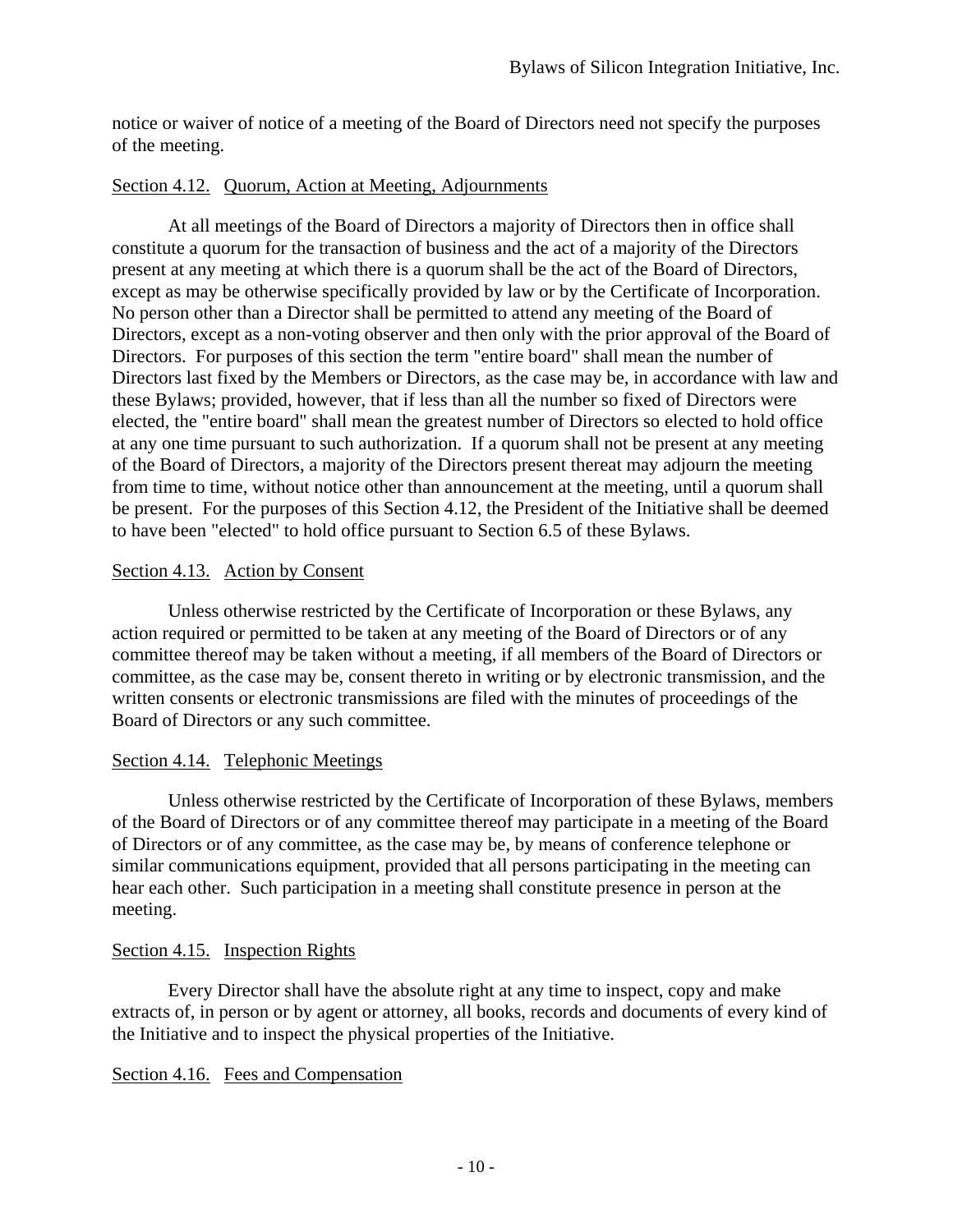notice or waiver of notice of a meeting of the Board of Directors need not specify the purposes of the meeting.

Section 4.12. Quorum, Action at Meeting, Adjournments

At all meetings of the Board of Directors a majority of Directors then in office shall constitute a quorum for the transaction of business and the act of a majority of the Directors present at any meeting at which there is a quorum shall be the act of the Board of Directors, except as may be otherwise specifically provided by law or by the Certificate of Incorporation. No person other than a Director shall be permitted to attend any meeting of the Board of Directors, except as a non-voting observer and then only with the prior approval of the Board of Directors. For purposes of this section the term "entire board" shall mean the number of Directors last fixed by the Members or Directors, as the case may be, in accordance with law and these Bylaws; provided, however, that if less than all the number so fixed of Directors were elected, the "entire board" shall mean the greatest number of Directors so elected to hold office at any one time pursuant to such authorization. If a quorum shall not be present at any meeting of the Board of Directors, a majority of the Directors present thereat may adjourn the meeting from time to time, without notice other than announcement at the meeting, until a quorum shall be present. For the purposes of this Section 4.12, the President of the Initiative shall be deemed to have been "elected" to hold office pursuant to Section 6.5 of these Bylaws.

Section 4.13. Action by Consent

Unless otherwise restricted by the Certificate of Incorporation or these Bylaws, any action required or permitted to be taken at any meeting of the Board of Directors or of any committee thereof may be taken without a meeting, if all members of the Board of Directors or committee, as the case may be, consent thereto in writing or by electronic transmission, and the written consents or electronic transmissions are filed with the minutes of proceedings of the Board of Directors or any such committee.

Section 4.14. Telephonic Meetings

Unless otherwise restricted by the Certificate of Incorporation of these Bylaws, members of the Board of Directors or of any committee thereof may participate in a meeting of the Board of Directors or of any committee, as the case may be, by means of conference telephone or similar communications equipment, provided that all persons participating in the meeting can hear each other. Such participation in a meeting shall constitute presence in person at the meeting.

Section 4.15. Inspection Rights

Every Director shall have the absolute right at any time to inspect, copy and make extracts of, in person or by agent or attorney, all books, records and documents of every kind of the Initiative and to inspect the physical properties of the Initiative.

Section 4.16. Fees and Compensation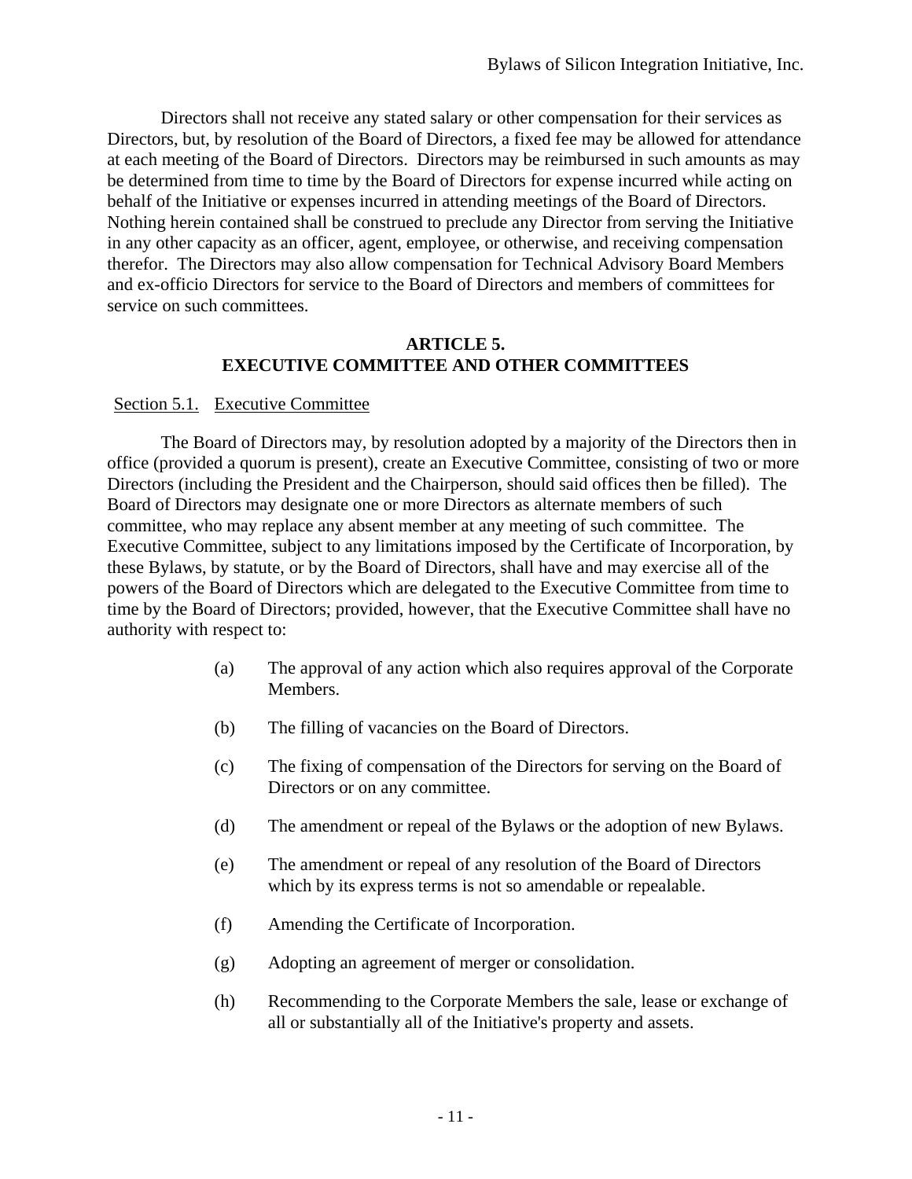Directors shall not receive any stated salary or other compensation for their services as Directors, but, by resolution of the Board of Directors, a fixed fee may be allowed for attendance at each meeting of the Board of Directors. Directors may be reimbursed in such amounts as may be determined from time to time by the Board of Directors for expense incurred while acting on behalf of the Initiative or expenses incurred in attending meetings of the Board of Directors. Nothing herein contained shall be construed to preclude any Director from serving the Initiative in any other capacity as an officer, agent, employee, or otherwise, and receiving compensation therefor. The Directors may also allow compensation for Technical Advisory Board Members and ex-officio Directors for service to the Board of Directors and members of committees for service on such committees.

## ARTICLE 5.
## EXECUTIVE COMMITTEE AND OTHER COMMITTEES

### Section 5.1. Executive Committee

The Board of Directors may, by resolution adopted by a majority of the Directors then in office (provided a quorum is present), create an Executive Committee, consisting of two or more Directors (including the President and the Chairperson, should said offices then be filled). The Board of Directors may designate one or more Directors as alternate members of such committee, who may replace any absent member at any meeting of such committee. The Executive Committee, subject to any limitations imposed by the Certificate of Incorporation, by these Bylaws, by statute, or by the Board of Directors, shall have and may exercise all of the powers of the Board of Directors which are delegated to the Executive Committee from time to time by the Board of Directors; provided, however, that the Executive Committee shall have no authority with respect to:

(a) The approval of any action which also requires approval of the Corporate Members.

(b) The filling of vacancies on the Board of Directors.

(c) The fixing of compensation of the Directors for serving on the Board of Directors or on any committee.

(d) The amendment or repeal of the Bylaws or the adoption of new Bylaws.

(e) The amendment or repeal of any resolution of the Board of Directors which by its express terms is not so amendable or repealable.

(f) Amending the Certificate of Incorporation.

(g) Adopting an agreement of merger or consolidation.

(h) Recommending to the Corporate Members the sale, lease or exchange of all or substantially all of the Initiative's property and assets.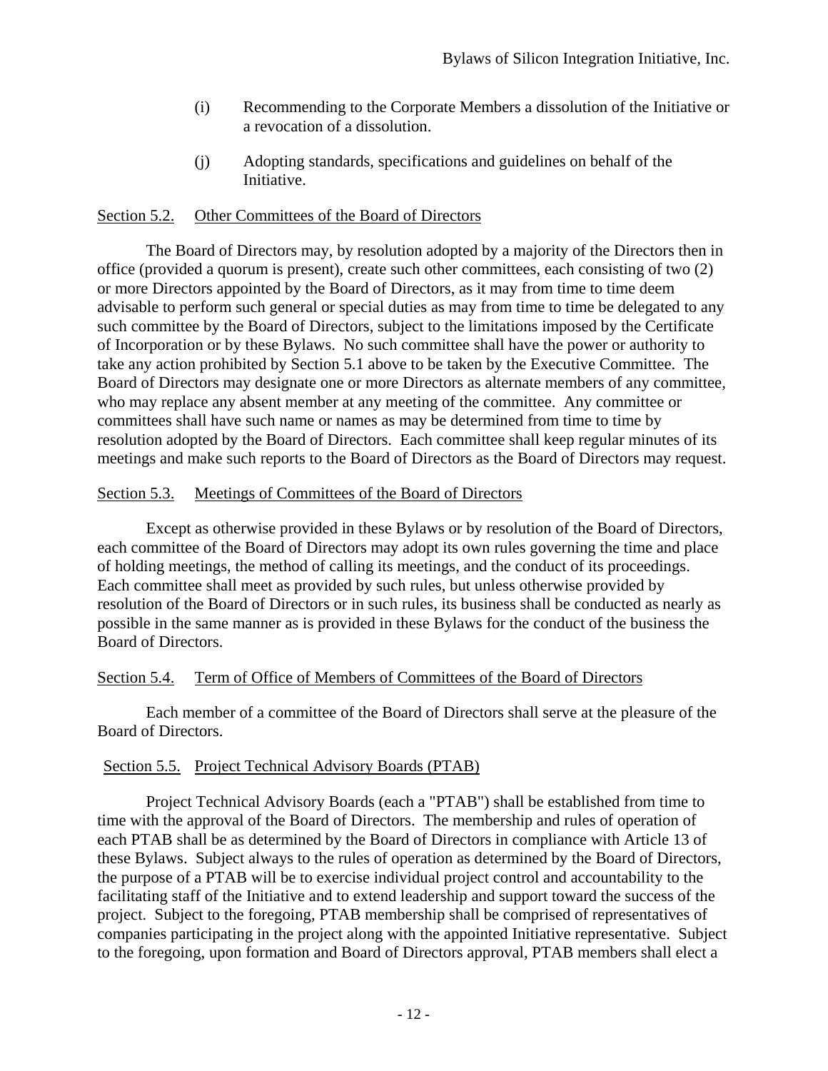(i) Recommending to the Corporate Members a dissolution of the Initiative or a revocation of a dissolution.

(j) Adopting standards, specifications and guidelines on behalf of the Initiative.

## Section 5.2. Other Committees of the Board of Directors

The Board of Directors may, by resolution adopted by a majority of the Directors then in office (provided a quorum is present), create such other committees, each consisting of two (2) or more Directors appointed by the Board of Directors, as it may from time to time deem advisable to perform such general or special duties as may from time to time be delegated to any such committee by the Board of Directors, subject to the limitations imposed by the Certificate of Incorporation or by these Bylaws. No such committee shall have the power or authority to take any action prohibited by Section 5.1 above to be taken by the Executive Committee. The Board of Directors may designate one or more Directors as alternate members of any committee, who may replace any absent member at any meeting of the committee. Any committee or committees shall have such name or names as may be determined from time to time by resolution adopted by the Board of Directors. Each committee shall keep regular minutes of its meetings and make such reports to the Board of Directors as the Board of Directors may request.

## Section 5.3. Meetings of Committees of the Board of Directors

Except as otherwise provided in these Bylaws or by resolution of the Board of Directors, each committee of the Board of Directors may adopt its own rules governing the time and place of holding meetings, the method of calling its meetings, and the conduct of its proceedings. Each committee shall meet as provided by such rules, but unless otherwise provided by resolution of the Board of Directors or in such rules, its business shall be conducted as nearly as possible in the same manner as is provided in these Bylaws for the conduct of the business the Board of Directors.

## Section 5.4. Term of Office of Members of Committees of the Board of Directors

Each member of a committee of the Board of Directors shall serve at the pleasure of the Board of Directors.

## Section 5.5. Project Technical Advisory Boards (PTAB)

Project Technical Advisory Boards (each a "PTAB") shall be established from time to time with the approval of the Board of Directors. The membership and rules of operation of each PTAB shall be as determined by the Board of Directors in compliance with Article 13 of these Bylaws. Subject always to the rules of operation as determined by the Board of Directors, the purpose of a PTAB will be to exercise individual project control and accountability to the facilitating staff of the Initiative and to extend leadership and support toward the success of the project. Subject to the foregoing, PTAB membership shall be comprised of representatives of companies participating in the project along with the appointed Initiative representative. Subject to the foregoing, upon formation and Board of Directors approval, PTAB members shall elect a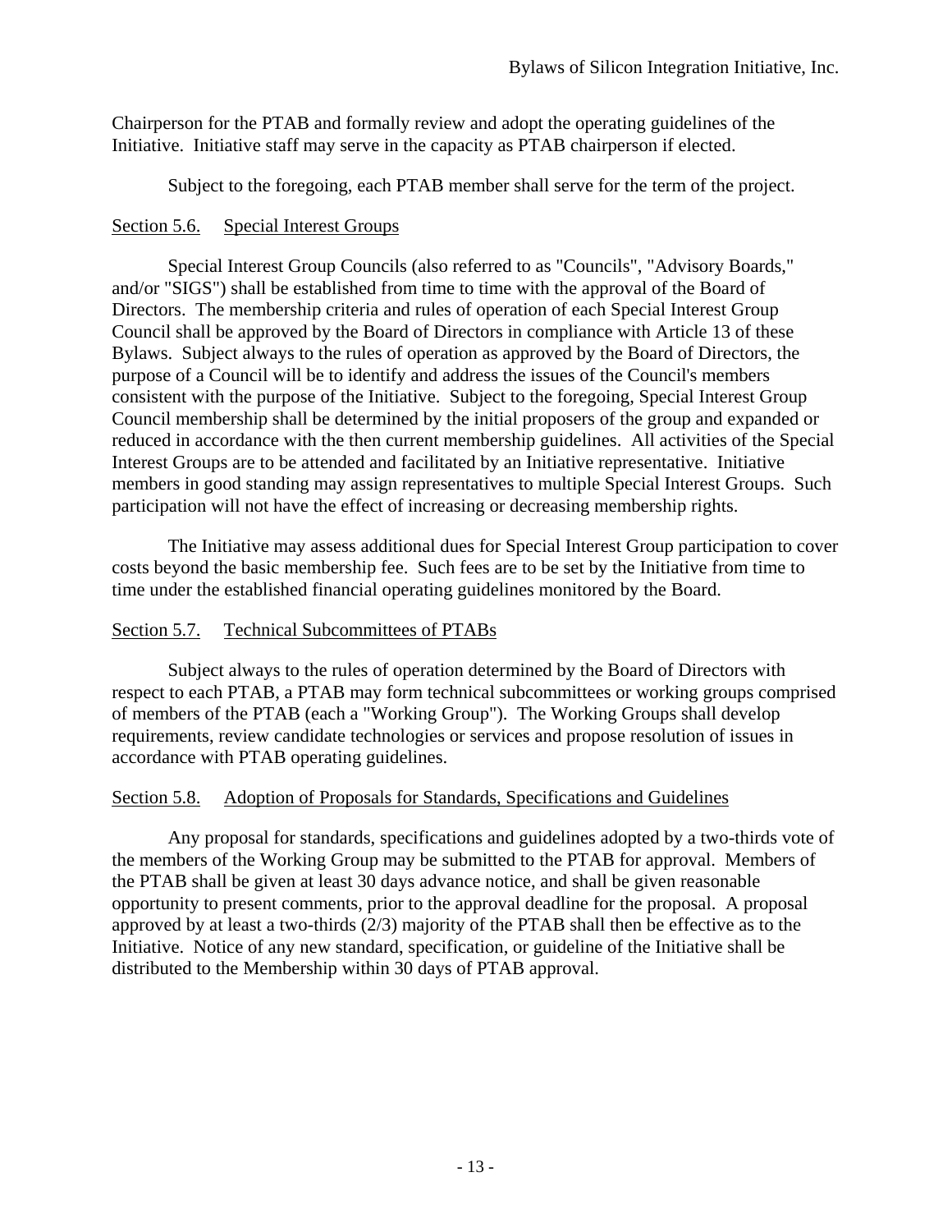Chairperson for the PTAB and formally review and adopt the operating guidelines of the Initiative. Initiative staff may serve in the capacity as PTAB chairperson if elected.

Subject to the foregoing, each PTAB member shall serve for the term of the project.

Section 5.6. Special Interest Groups

Special Interest Group Councils (also referred to as "Councils", "Advisory Boards," and/or "SIGS") shall be established from time to time with the approval of the Board of Directors. The membership criteria and rules of operation of each Special Interest Group Council shall be approved by the Board of Directors in compliance with Article 13 of these Bylaws. Subject always to the rules of operation as approved by the Board of Directors, the purpose of a Council will be to identify and address the issues of the Council's members consistent with the purpose of the Initiative. Subject to the foregoing, Special Interest Group Council membership shall be determined by the initial proposers of the group and expanded or reduced in accordance with the then current membership guidelines. All activities of the Special Interest Groups are to be attended and facilitated by an Initiative representative. Initiative members in good standing may assign representatives to multiple Special Interest Groups. Such participation will not have the effect of increasing or decreasing membership rights.

The Initiative may assess additional dues for Special Interest Group participation to cover costs beyond the basic membership fee. Such fees are to be set by the Initiative from time to time under the established financial operating guidelines monitored by the Board.

Section 5.7. Technical Subcommittees of PTABs

Subject always to the rules of operation determined by the Board of Directors with respect to each PTAB, a PTAB may form technical subcommittees or working groups comprised of members of the PTAB (each a "Working Group"). The Working Groups shall develop requirements, review candidate technologies or services and propose resolution of issues in accordance with PTAB operating guidelines.

Section 5.8. Adoption of Proposals for Standards, Specifications and Guidelines

Any proposal for standards, specifications and guidelines adopted by a two-thirds vote of the members of the Working Group may be submitted to the PTAB for approval. Members of the PTAB shall be given at least 30 days advance notice, and shall be given reasonable opportunity to present comments, prior to the approval deadline for the proposal. A proposal approved by at least a two-thirds (2/3) majority of the PTAB shall then be effective as to the Initiative. Notice of any new standard, specification, or guideline of the Initiative shall be distributed to the Membership within 30 days of PTAB approval.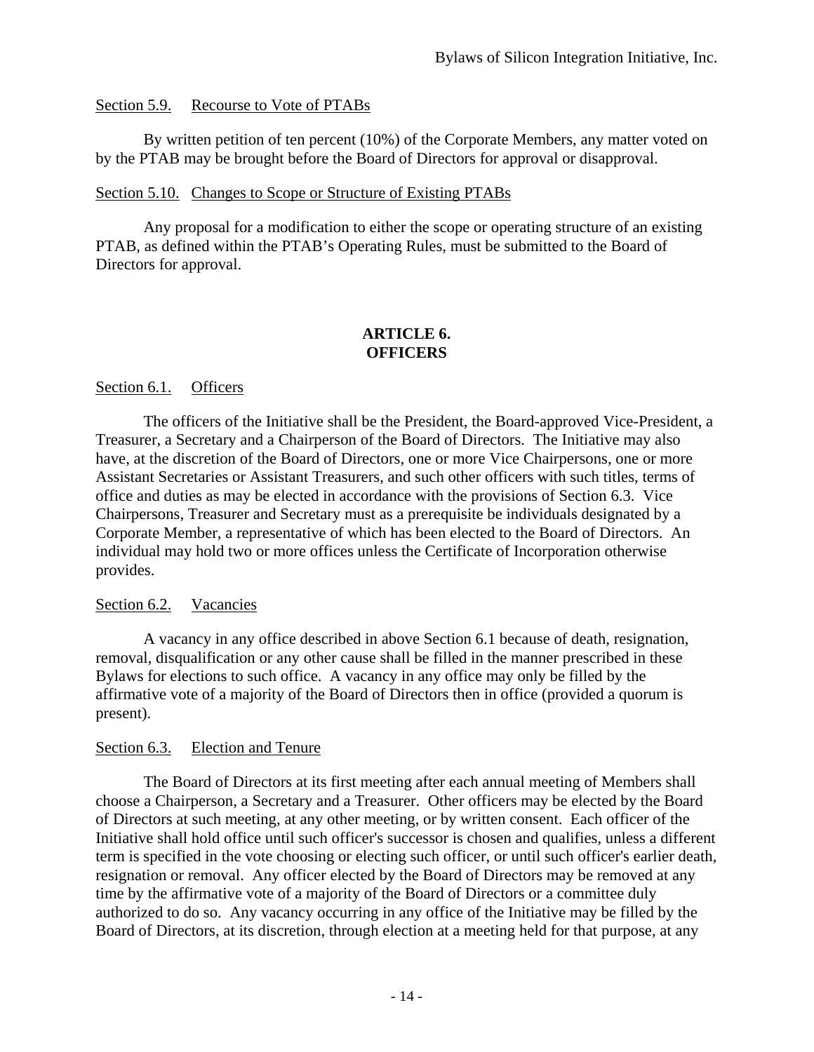Section 5.9. Recourse to Vote of PTABs

By written petition of ten percent (10%) of the Corporate Members, any matter voted on by the PTAB may be brought before the Board of Directors for approval or disapproval.

Section 5.10. Changes to Scope or Structure of Existing PTABs

Any proposal for a modification to either the scope or operating structure of an existing PTAB, as defined within the PTAB's Operating Rules, must be submitted to the Board of Directors for approval.

## ARTICLE 6.
## OFFICERS

Section 6.1. Officers

The officers of the Initiative shall be the President, the Board-approved Vice-President, a Treasurer, a Secretary and a Chairperson of the Board of Directors. The Initiative may also have, at the discretion of the Board of Directors, one or more Vice Chairpersons, one or more Assistant Secretaries or Assistant Treasurers, and such other officers with such titles, terms of office and duties as may be elected in accordance with the provisions of Section 6.3. Vice Chairpersons, Treasurer and Secretary must as a prerequisite be individuals designated by a Corporate Member, a representative of which has been elected to the Board of Directors. An individual may hold two or more offices unless the Certificate of Incorporation otherwise provides.

Section 6.2. Vacancies

A vacancy in any office described in above Section 6.1 because of death, resignation, removal, disqualification or any other cause shall be filled in the manner prescribed in these Bylaws for elections to such office. A vacancy in any office may only be filled by the affirmative vote of a majority of the Board of Directors then in office (provided a quorum is present).

Section 6.3. Election and Tenure

The Board of Directors at its first meeting after each annual meeting of Members shall choose a Chairperson, a Secretary and a Treasurer. Other officers may be elected by the Board of Directors at such meeting, at any other meeting, or by written consent. Each officer of the Initiative shall hold office until such officer's successor is chosen and qualifies, unless a different term is specified in the vote choosing or electing such officer, or until such officer's earlier death, resignation or removal. Any officer elected by the Board of Directors may be removed at any time by the affirmative vote of a majority of the Board of Directors or a committee duly authorized to do so. Any vacancy occurring in any office of the Initiative may be filled by the Board of Directors, at its discretion, through election at a meeting held for that purpose, at any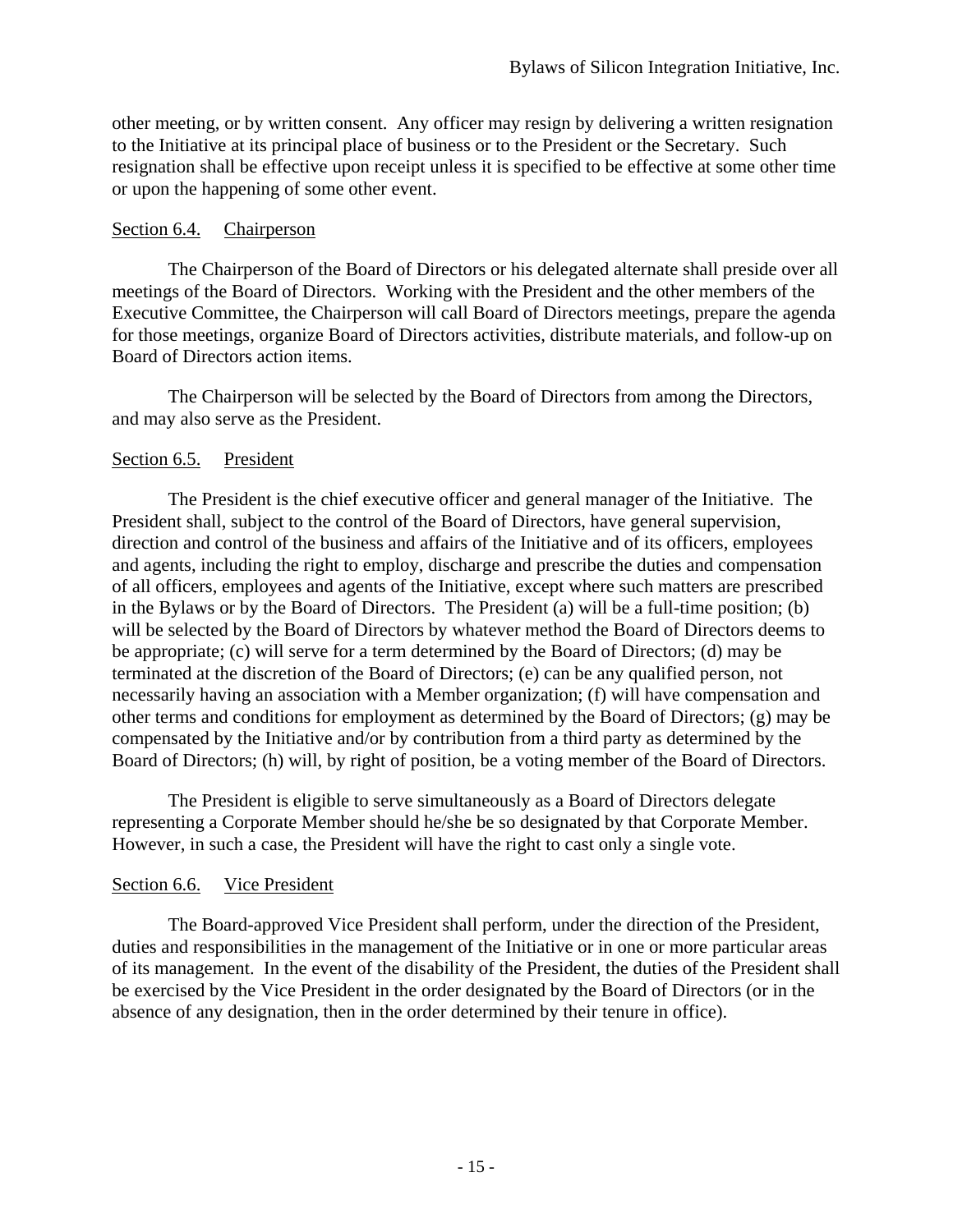other meeting, or by written consent. Any officer may resign by delivering a written resignation to the Initiative at its principal place of business or to the President or the Secretary. Such resignation shall be effective upon receipt unless it is specified to be effective at some other time or upon the happening of some other event.

### Section 6.4. Chairperson

The Chairperson of the Board of Directors or his delegated alternate shall preside over all meetings of the Board of Directors. Working with the President and the other members of the Executive Committee, the Chairperson will call Board of Directors meetings, prepare the agenda for those meetings, organize Board of Directors activities, distribute materials, and follow-up on Board of Directors action items.

The Chairperson will be selected by the Board of Directors from among the Directors, and may also serve as the President.

### Section 6.5. President

The President is the chief executive officer and general manager of the Initiative. The President shall, subject to the control of the Board of Directors, have general supervision, direction and control of the business and affairs of the Initiative and of its officers, employees and agents, including the right to employ, discharge and prescribe the duties and compensation of all officers, employees and agents of the Initiative, except where such matters are prescribed in the Bylaws or by the Board of Directors. The President (a) will be a full-time position; (b) will be selected by the Board of Directors by whatever method the Board of Directors deems to be appropriate; (c) will serve for a term determined by the Board of Directors; (d) may be terminated at the discretion of the Board of Directors; (e) can be any qualified person, not necessarily having an association with a Member organization; (f) will have compensation and other terms and conditions for employment as determined by the Board of Directors; (g) may be compensated by the Initiative and/or by contribution from a third party as determined by the Board of Directors; (h) will, by right of position, be a voting member of the Board of Directors.

The President is eligible to serve simultaneously as a Board of Directors delegate representing a Corporate Member should he/she be so designated by that Corporate Member. However, in such a case, the President will have the right to cast only a single vote.

### Section 6.6. Vice President

The Board-approved Vice President shall perform, under the direction of the President, duties and responsibilities in the management of the Initiative or in one or more particular areas of its management. In the event of the disability of the President, the duties of the President shall be exercised by the Vice President in the order designated by the Board of Directors (or in the absence of any designation, then in the order determined by their tenure in office).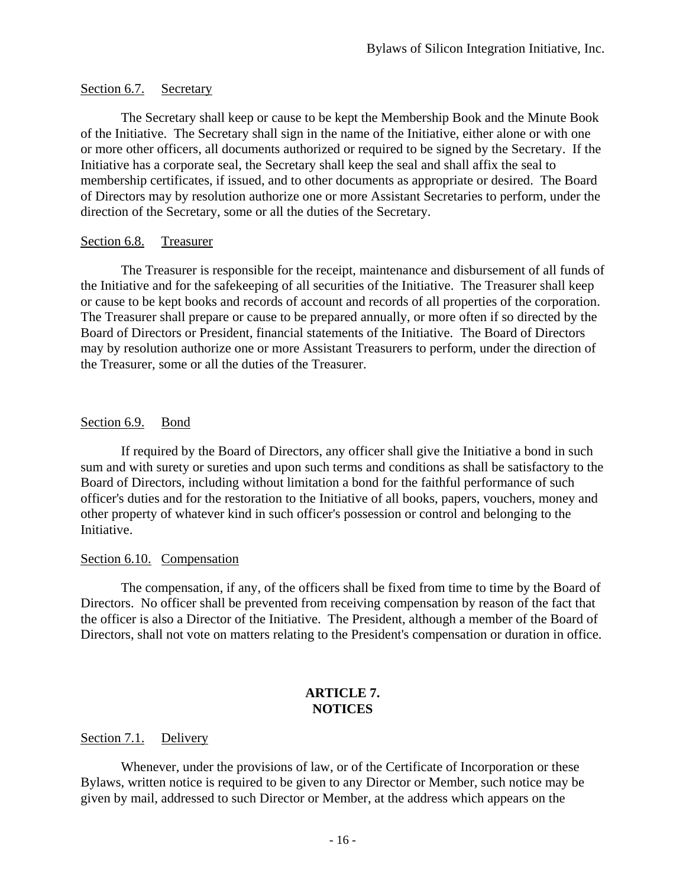Section 6.7. Secretary

The Secretary shall keep or cause to be kept the Membership Book and the Minute Book of the Initiative. The Secretary shall sign in the name of the Initiative, either alone or with one or more other officers, all documents authorized or required to be signed by the Secretary. If the Initiative has a corporate seal, the Secretary shall keep the seal and shall affix the seal to membership certificates, if issued, and to other documents as appropriate or desired. The Board of Directors may by resolution authorize one or more Assistant Secretaries to perform, under the direction of the Secretary, some or all the duties of the Secretary.

Section 6.8. Treasurer

The Treasurer is responsible for the receipt, maintenance and disbursement of all funds of the Initiative and for the safekeeping of all securities of the Initiative. The Treasurer shall keep or cause to be kept books and records of account and records of all properties of the corporation. The Treasurer shall prepare or cause to be prepared annually, or more often if so directed by the Board of Directors or President, financial statements of the Initiative. The Board of Directors may by resolution authorize one or more Assistant Treasurers to perform, under the direction of the Treasurer, some or all the duties of the Treasurer.

Section 6.9. Bond

If required by the Board of Directors, any officer shall give the Initiative a bond in such sum and with surety or sureties and upon such terms and conditions as shall be satisfactory to the Board of Directors, including without limitation a bond for the faithful performance of such officer's duties and for the restoration to the Initiative of all books, papers, vouchers, money and other property of whatever kind in such officer's possession or control and belonging to the Initiative.

Section 6.10. Compensation

The compensation, if any, of the officers shall be fixed from time to time by the Board of Directors. No officer shall be prevented from receiving compensation by reason of the fact that the officer is also a Director of the Initiative. The President, although a member of the Board of Directors, shall not vote on matters relating to the President's compensation or duration in office.

## ARTICLE 7.
## NOTICES

Section 7.1. Delivery

Whenever, under the provisions of law, or of the Certificate of Incorporation or these Bylaws, written notice is required to be given to any Director or Member, such notice may be given by mail, addressed to such Director or Member, at the address which appears on the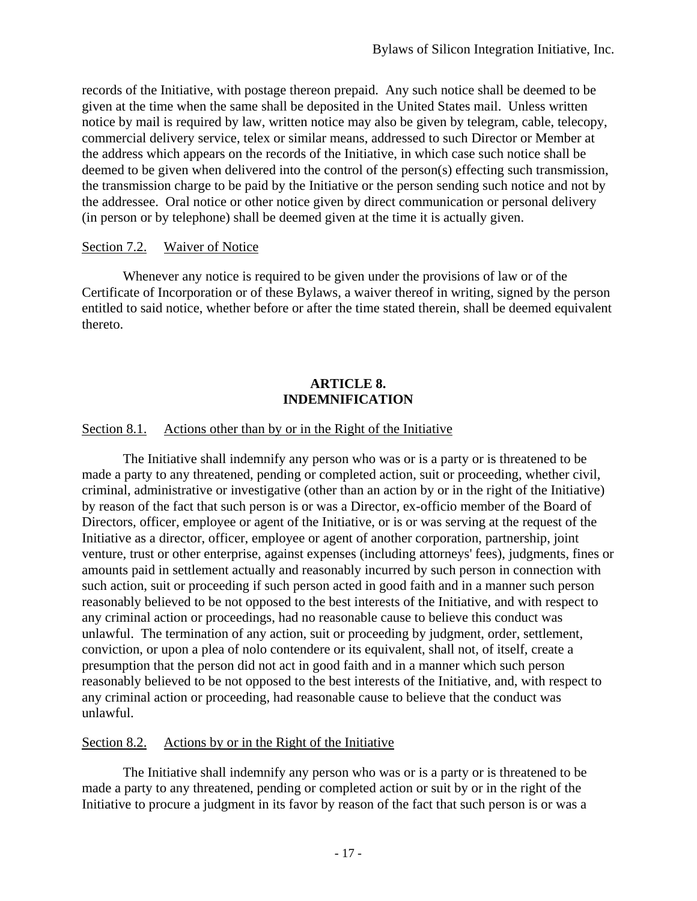records of the Initiative, with postage thereon prepaid. Any such notice shall be deemed to be given at the time when the same shall be deposited in the United States mail. Unless written notice by mail is required by law, written notice may also be given by telegram, cable, telecopy, commercial delivery service, telex or similar means, addressed to such Director or Member at the address which appears on the records of the Initiative, in which case such notice shall be deemed to be given when delivered into the control of the person(s) effecting such transmission, the transmission charge to be paid by the Initiative or the person sending such notice and not by the addressee. Oral notice or other notice given by direct communication or personal delivery (in person or by telephone) shall be deemed given at the time it is actually given.

Section 7.2. Waiver of Notice

Whenever any notice is required to be given under the provisions of law or of the Certificate of Incorporation or of these Bylaws, a waiver thereof in writing, signed by the person entitled to said notice, whether before or after the time stated therein, shall be deemed equivalent thereto.

## ARTICLE 8.
## INDEMNIFICATION

Section 8.1. Actions other than by or in the Right of the Initiative

The Initiative shall indemnify any person who was or is a party or is threatened to be made a party to any threatened, pending or completed action, suit or proceeding, whether civil, criminal, administrative or investigative (other than an action by or in the right of the Initiative) by reason of the fact that such person is or was a Director, ex-officio member of the Board of Directors, officer, employee or agent of the Initiative, or is or was serving at the request of the Initiative as a director, officer, employee or agent of another corporation, partnership, joint venture, trust or other enterprise, against expenses (including attorneys' fees), judgments, fines or amounts paid in settlement actually and reasonably incurred by such person in connection with such action, suit or proceeding if such person acted in good faith and in a manner such person reasonably believed to be not opposed to the best interests of the Initiative, and with respect to any criminal action or proceedings, had no reasonable cause to believe this conduct was unlawful. The termination of any action, suit or proceeding by judgment, order, settlement, conviction, or upon a plea of nolo contendere or its equivalent, shall not, of itself, create a presumption that the person did not act in good faith and in a manner which such person reasonably believed to be not opposed to the best interests of the Initiative, and, with respect to any criminal action or proceeding, had reasonable cause to believe that the conduct was unlawful.

Section 8.2. Actions by or in the Right of the Initiative

The Initiative shall indemnify any person who was or is a party or is threatened to be made a party to any threatened, pending or completed action or suit by or in the right of the Initiative to procure a judgment in its favor by reason of the fact that such person is or was a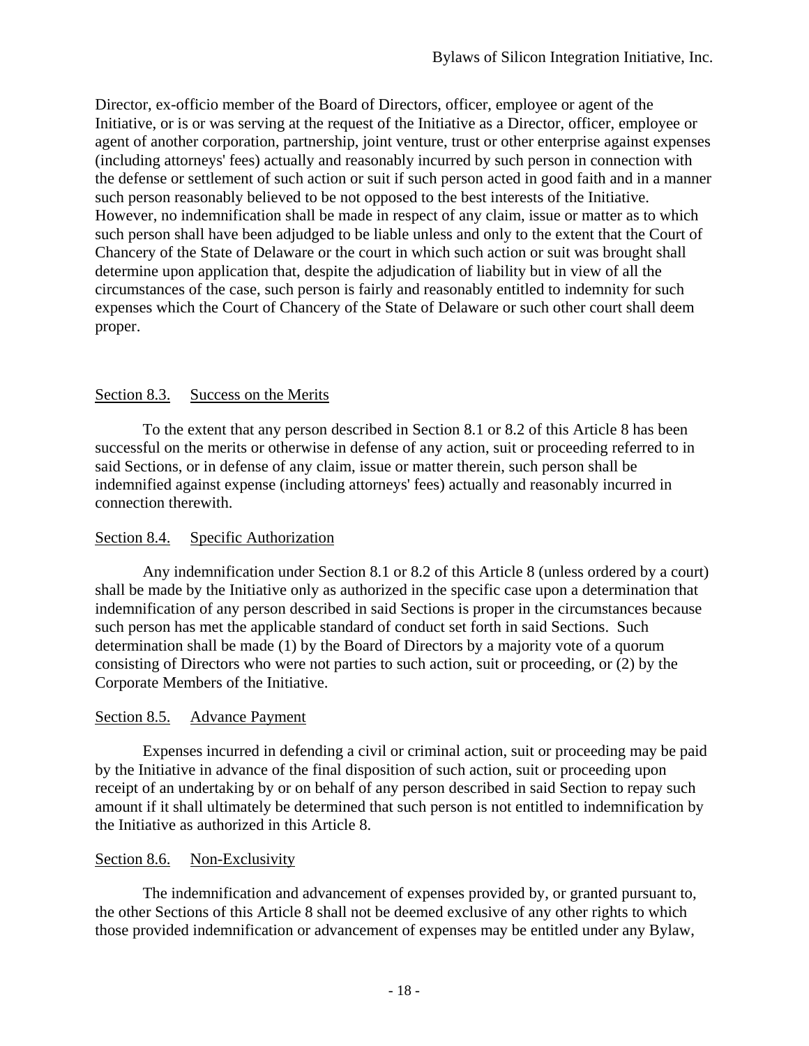Director, ex-officio member of the Board of Directors, officer, employee or agent of the Initiative, or is or was serving at the request of the Initiative as a Director, officer, employee or agent of another corporation, partnership, joint venture, trust or other enterprise against expenses (including attorneys' fees) actually and reasonably incurred by such person in connection with the defense or settlement of such action or suit if such person acted in good faith and in a manner such person reasonably believed to be not opposed to the best interests of the Initiative. However, no indemnification shall be made in respect of any claim, issue or matter as to which such person shall have been adjudged to be liable unless and only to the extent that the Court of Chancery of the State of Delaware or the court in which such action or suit was brought shall determine upon application that, despite the adjudication of liability but in view of all the circumstances of the case, such person is fairly and reasonably entitled to indemnity for such expenses which the Court of Chancery of the State of Delaware or such other court shall deem proper.

## Section 8.3. Success on the Merits

To the extent that any person described in Section 8.1 or 8.2 of this Article 8 has been successful on the merits or otherwise in defense of any action, suit or proceeding referred to in said Sections, or in defense of any claim, issue or matter therein, such person shall be indemnified against expense (including attorneys' fees) actually and reasonably incurred in connection therewith.

## Section 8.4. Specific Authorization

Any indemnification under Section 8.1 or 8.2 of this Article 8 (unless ordered by a court) shall be made by the Initiative only as authorized in the specific case upon a determination that indemnification of any person described in said Sections is proper in the circumstances because such person has met the applicable standard of conduct set forth in said Sections. Such determination shall be made (1) by the Board of Directors by a majority vote of a quorum consisting of Directors who were not parties to such action, suit or proceeding, or (2) by the Corporate Members of the Initiative.

## Section 8.5. Advance Payment

Expenses incurred in defending a civil or criminal action, suit or proceeding may be paid by the Initiative in advance of the final disposition of such action, suit or proceeding upon receipt of an undertaking by or on behalf of any person described in said Section to repay such amount if it shall ultimately be determined that such person is not entitled to indemnification by the Initiative as authorized in this Article 8.

## Section 8.6. Non-Exclusivity

The indemnification and advancement of expenses provided by, or granted pursuant to, the other Sections of this Article 8 shall not be deemed exclusive of any other rights to which those provided indemnification or advancement of expenses may be entitled under any Bylaw,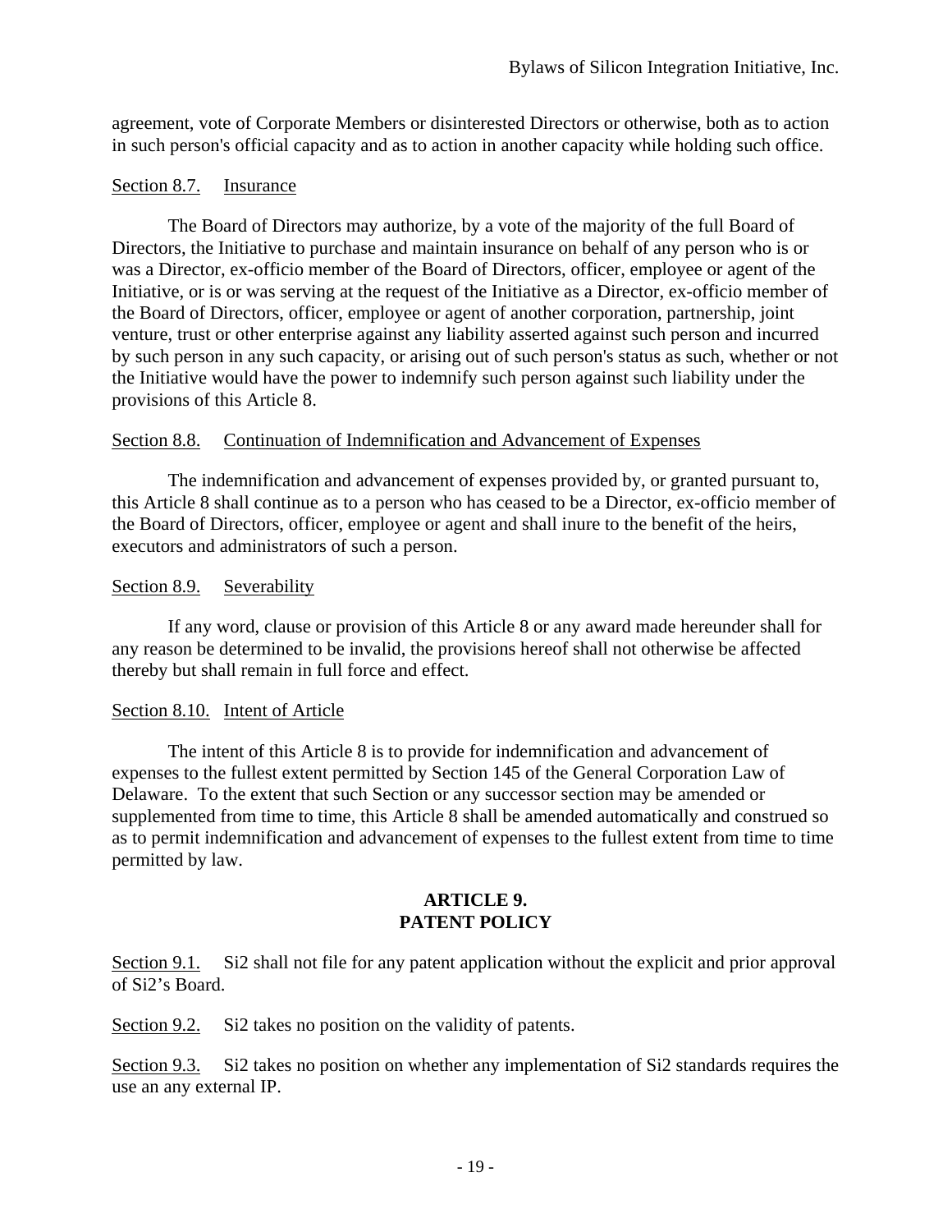agreement, vote of Corporate Members or disinterested Directors or otherwise, both as to action in such person's official capacity and as to action in another capacity while holding such office.

Section 8.7. Insurance

The Board of Directors may authorize, by a vote of the majority of the full Board of Directors, the Initiative to purchase and maintain insurance on behalf of any person who is or was a Director, ex-officio member of the Board of Directors, officer, employee or agent of the Initiative, or is or was serving at the request of the Initiative as a Director, ex-officio member of the Board of Directors, officer, employee or agent of another corporation, partnership, joint venture, trust or other enterprise against any liability asserted against such person and incurred by such person in any such capacity, or arising out of such person's status as such, whether or not the Initiative would have the power to indemnify such person against such liability under the provisions of this Article 8.

Section 8.8. Continuation of Indemnification and Advancement of Expenses

The indemnification and advancement of expenses provided by, or granted pursuant to, this Article 8 shall continue as to a person who has ceased to be a Director, ex-officio member of the Board of Directors, officer, employee or agent and shall inure to the benefit of the heirs, executors and administrators of such a person.

Section 8.9. Severability

If any word, clause or provision of this Article 8 or any award made hereunder shall for any reason be determined to be invalid, the provisions hereof shall not otherwise be affected thereby but shall remain in full force and effect.

Section 8.10. Intent of Article

The intent of this Article 8 is to provide for indemnification and advancement of expenses to the fullest extent permitted by Section 145 of the General Corporation Law of Delaware. To the extent that such Section or any successor section may be amended or supplemented from time to time, this Article 8 shall be amended automatically and construed so as to permit indemnification and advancement of expenses to the fullest extent from time to time permitted by law.

## ARTICLE 9.
## PATENT POLICY

Section 9.1. Si2 shall not file for any patent application without the explicit and prior approval of Si2's Board.

Section 9.2. Si2 takes no position on the validity of patents.

Section 9.3. Si2 takes no position on whether any implementation of Si2 standards requires the use an any external IP.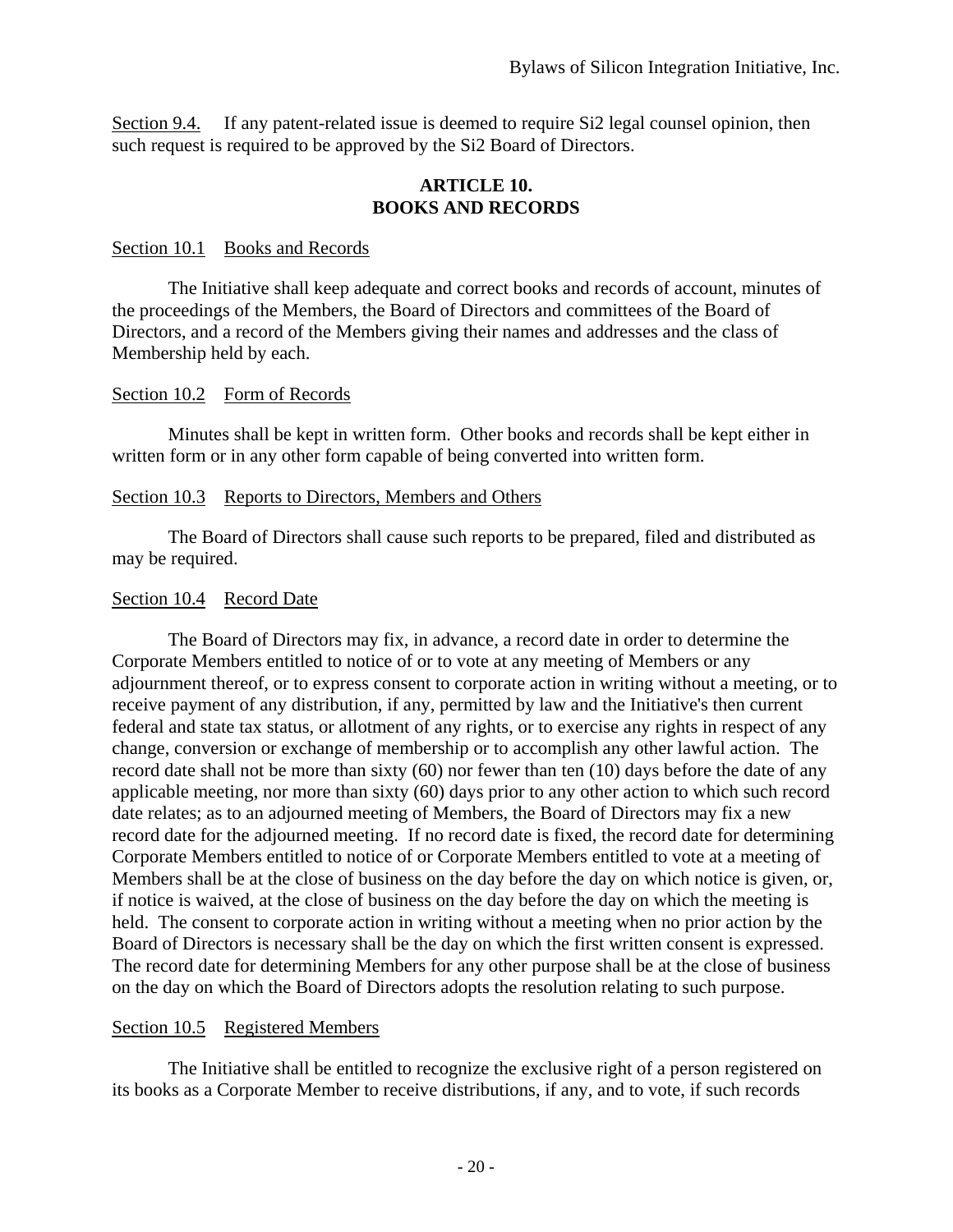Section 9.4. If any patent-related issue is deemed to require Si2 legal counsel opinion, then such request is required to be approved by the Si2 Board of Directors.

## ARTICLE 10.
## BOOKS AND RECORDS

Section 10.1 Books and Records

The Initiative shall keep adequate and correct books and records of account, minutes of the proceedings of the Members, the Board of Directors and committees of the Board of Directors, and a record of the Members giving their names and addresses and the class of Membership held by each.

Section 10.2 Form of Records

Minutes shall be kept in written form. Other books and records shall be kept either in written form or in any other form capable of being converted into written form.

Section 10.3 Reports to Directors, Members and Others

The Board of Directors shall cause such reports to be prepared, filed and distributed as may be required.

Section 10.4 Record Date

The Board of Directors may fix, in advance, a record date in order to determine the Corporate Members entitled to notice of or to vote at any meeting of Members or any adjournment thereof, or to express consent to corporate action in writing without a meeting, or to receive payment of any distribution, if any, permitted by law and the Initiative's then current federal and state tax status, or allotment of any rights, or to exercise any rights in respect of any change, conversion or exchange of membership or to accomplish any other lawful action. The record date shall not be more than sixty (60) nor fewer than ten (10) days before the date of any applicable meeting, nor more than sixty (60) days prior to any other action to which such record date relates; as to an adjourned meeting of Members, the Board of Directors may fix a new record date for the adjourned meeting. If no record date is fixed, the record date for determining Corporate Members entitled to notice of or Corporate Members entitled to vote at a meeting of Members shall be at the close of business on the day before the day on which notice is given, or, if notice is waived, at the close of business on the day before the day on which the meeting is held. The consent to corporate action in writing without a meeting when no prior action by the Board of Directors is necessary shall be the day on which the first written consent is expressed. The record date for determining Members for any other purpose shall be at the close of business on the day on which the Board of Directors adopts the resolution relating to such purpose.

Section 10.5 Registered Members

The Initiative shall be entitled to recognize the exclusive right of a person registered on its books as a Corporate Member to receive distributions, if any, and to vote, if such records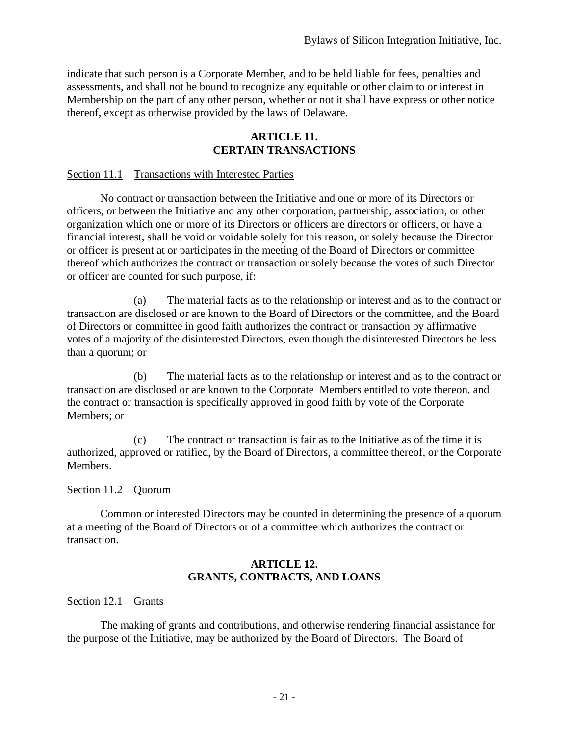indicate that such person is a Corporate Member, and to be held liable for fees, penalties and assessments, and shall not be bound to recognize any equitable or other claim to or interest in Membership on the part of any other person, whether or not it shall have express or other notice thereof, except as otherwise provided by the laws of Delaware.

## ARTICLE 11.
## CERTAIN TRANSACTIONS

Section 11.1 Transactions with Interested Parties

No contract or transaction between the Initiative and one or more of its Directors or officers, or between the Initiative and any other corporation, partnership, association, or other organization which one or more of its Directors or officers are directors or officers, or have a financial interest, shall be void or voidable solely for this reason, or solely because the Director or officer is present at or participates in the meeting of the Board of Directors or committee thereof which authorizes the contract or transaction or solely because the votes of such Director or officer are counted for such purpose, if:

(a) The material facts as to the relationship or interest and as to the contract or transaction are disclosed or are known to the Board of Directors or the committee, and the Board of Directors or committee in good faith authorizes the contract or transaction by affirmative votes of a majority of the disinterested Directors, even though the disinterested Directors be less than a quorum; or

(b) The material facts as to the relationship or interest and as to the contract or transaction are disclosed or are known to the Corporate Members entitled to vote thereon, and the contract or transaction is specifically approved in good faith by vote of the Corporate Members; or

(c) The contract or transaction is fair as to the Initiative as of the time it is authorized, approved or ratified, by the Board of Directors, a committee thereof, or the Corporate Members.

Section 11.2 Quorum

Common or interested Directors may be counted in determining the presence of a quorum at a meeting of the Board of Directors or of a committee which authorizes the contract or transaction.

## ARTICLE 12.
## GRANTS, CONTRACTS, AND LOANS

Section 12.1 Grants

The making of grants and contributions, and otherwise rendering financial assistance for the purpose of the Initiative, may be authorized by the Board of Directors. The Board of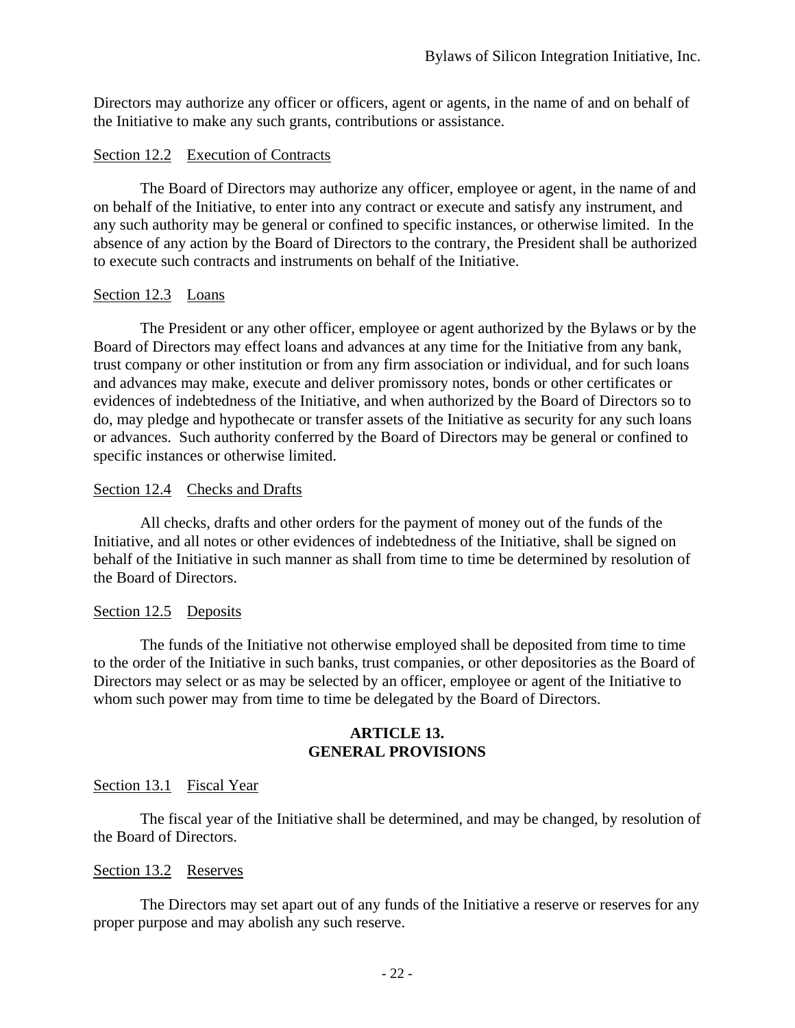Directors may authorize any officer or officers, agent or agents, in the name of and on behalf of the Initiative to make any such grants, contributions or assistance.

Section 12.2 Execution of Contracts

The Board of Directors may authorize any officer, employee or agent, in the name of and on behalf of the Initiative, to enter into any contract or execute and satisfy any instrument, and any such authority may be general or confined to specific instances, or otherwise limited. In the absence of any action by the Board of Directors to the contrary, the President shall be authorized to execute such contracts and instruments on behalf of the Initiative.

Section 12.3 Loans

The President or any other officer, employee or agent authorized by the Bylaws or by the Board of Directors may effect loans and advances at any time for the Initiative from any bank, trust company or other institution or from any firm association or individual, and for such loans and advances may make, execute and deliver promissory notes, bonds or other certificates or evidences of indebtedness of the Initiative, and when authorized by the Board of Directors so to do, may pledge and hypothecate or transfer assets of the Initiative as security for any such loans or advances. Such authority conferred by the Board of Directors may be general or confined to specific instances or otherwise limited.

Section 12.4 Checks and Drafts

All checks, drafts and other orders for the payment of money out of the funds of the Initiative, and all notes or other evidences of indebtedness of the Initiative, shall be signed on behalf of the Initiative in such manner as shall from time to time be determined by resolution of the Board of Directors.

Section 12.5 Deposits

The funds of the Initiative not otherwise employed shall be deposited from time to time to the order of the Initiative in such banks, trust companies, or other depositories as the Board of Directors may select or as may be selected by an officer, employee or agent of the Initiative to whom such power may from time to time be delegated by the Board of Directors.

## ARTICLE 13. GENERAL PROVISIONS

Section 13.1 Fiscal Year

The fiscal year of the Initiative shall be determined, and may be changed, by resolution of the Board of Directors.

Section 13.2 Reserves

The Directors may set apart out of any funds of the Initiative a reserve or reserves for any proper purpose and may abolish any such reserve.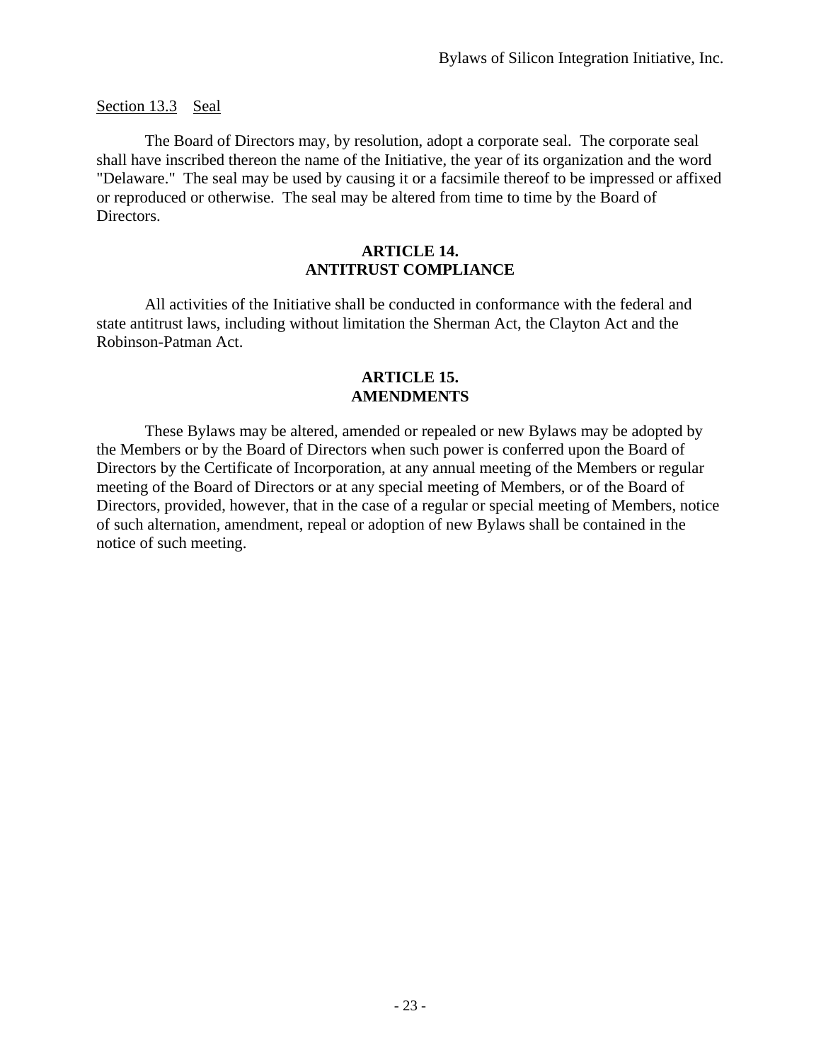Section 13.3 Seal

The Board of Directors may, by resolution, adopt a corporate seal. The corporate seal shall have inscribed thereon the name of the Initiative, the year of its organization and the word "Delaware." The seal may be used by causing it or a facsimile thereof to be impressed or affixed or reproduced or otherwise. The seal may be altered from time to time by the Board of Directors.

## ARTICLE 14.
## ANTITRUST COMPLIANCE

All activities of the Initiative shall be conducted in conformance with the federal and state antitrust laws, including without limitation the Sherman Act, the Clayton Act and the Robinson-Patman Act.

## ARTICLE 15.
## AMENDMENTS

These Bylaws may be altered, amended or repealed or new Bylaws may be adopted by the Members or by the Board of Directors when such power is conferred upon the Board of Directors by the Certificate of Incorporation, at any annual meeting of the Members or regular meeting of the Board of Directors or at any special meeting of Members, or of the Board of Directors, provided, however, that in the case of a regular or special meeting of Members, notice of such alternation, amendment, repeal or adoption of new Bylaws shall be contained in the notice of such meeting.